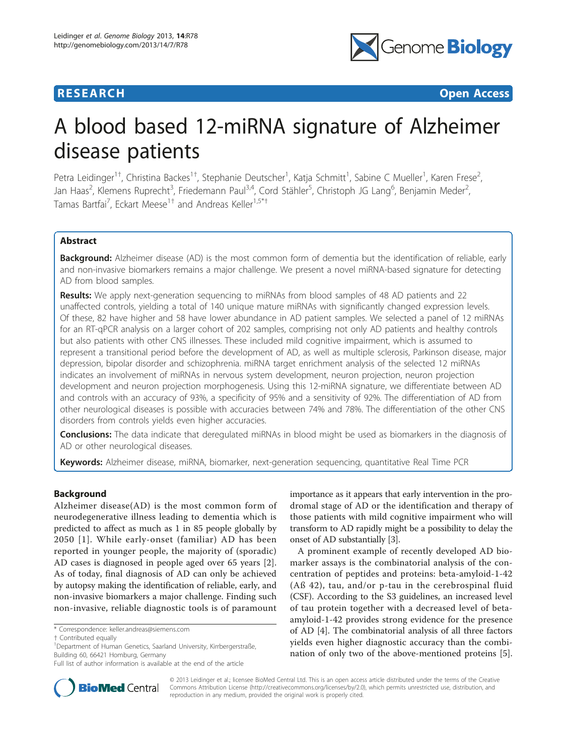RESEARCH Open Access

# A blood based 12-miRNA signature of Alzheimer disease patients

Petra Leidinger[1†], Christina Backes[1†], Stephanie Deutscher[1], Katja Schmitt[1], Sabine C Mueller[1], Karen Frese[2], Jan Haas[2], Klemens Ruprecht[3], Friedemann Paul[3,4], Cord Stähler[5], Christoph JG Lang[6], Benjamin Meder[2], Tamas Bartfai[7], Eckart Meese[1†] and Andreas Keller[1,5*†]

## Abstract

**Background:** Alzheimer disease (AD) is the most common form of dementia but the identification of reliable, early and non-invasive biomarkers remains a major challenge. We present a novel miRNA-based signature for detecting AD from blood samples.

**Results:** We apply next-generation sequencing to miRNAs from blood samples of 48 AD patients and 22 unaffected controls, yielding a total of 140 unique mature miRNAs with significantly changed expression levels. Of these, 82 have higher and 58 have lower abundance in AD patient samples. We selected a panel of 12 miRNAs for an RT-qPCR analysis on a larger cohort of 202 samples, comprising not only AD patients and healthy controls but also patients with other CNS illnesses. These included mild cognitive impairment, which is assumed to represent a transitional period before the development of AD, as well as multiple sclerosis, Parkinson disease, major depression, bipolar disorder and schizophrenia. miRNA target enrichment analysis of the selected 12 miRNAs indicates an involvement of miRNAs in nervous system development, neuron projection, neuron projection development and neuron projection morphogenesis. Using this 12-miRNA signature, we differentiate between AD and controls with an accuracy of 93%, a specificity of 95% and a sensitivity of 92%. The differentiation of AD from other neurological diseases is possible with accuracies between 74% and 78%. The differentiation of the other CNS disorders from controls yields even higher accuracies.

**Conclusions:** The data indicate that deregulated miRNAs in blood might be used as biomarkers in the diagnosis of AD or other neurological diseases.

**Keywords:** Alzheimer disease, miRNA, biomarker, next-generation sequencing, quantitative Real Time PCR

## Background

Alzheimer disease(AD) is the most common form of neurodegenerative illness leading to dementia which is predicted to affect as much as 1 in 85 people globally by 2050 [1]. While early-onset (familiar) AD has been reported in younger people, the majority of (sporadic) AD cases is diagnosed in people aged over 65 years [2]. As of today, final diagnosis of AD can only be achieved by autopsy making the identification of reliable, early, and non-invasive biomarkers a major challenge. Finding such non-invasive, reliable diagnostic tools is of paramount importance as it appears that early intervention in the prodromal stage of AD or the identification and therapy of those patients with mild cognitive impairment who will transform to AD rapidly might be a possibility to delay the onset of AD substantially [3].

A prominent example of recently developed AD biomarker assays is the combinatorial analysis of the concentration of peptides and proteins: beta-amyloid-1-42 (Aß 42), tau, and/or p-tau in the cerebrospinal fluid (CSF). According to the S3 guidelines, an increased level of tau protein together with a decreased level of beta-amyloid-1-42 provides strong evidence for the presence of AD [4]. The combinatorial analysis of all three factors yields even higher diagnostic accuracy than the combination of only two of the above-mentioned proteins [5].

\* Correspondence: keller.andreas@siemens.com
† Contributed equally
[1]Department of Human Genetics, Saarland University, Kirrbergerstraße, Building 60, 66421 Homburg, Germany
Full list of author information is available at the end of the article

© 2013 Leidinger et al.; licensee BioMed Central Ltd. This is an open access article distributed under the terms of the Creative Commons Attribution License (http://creativecommons.org/licenses/by/2.0), which permits unrestricted use, distribution, and reproduction in any medium, provided the original work is properly cited.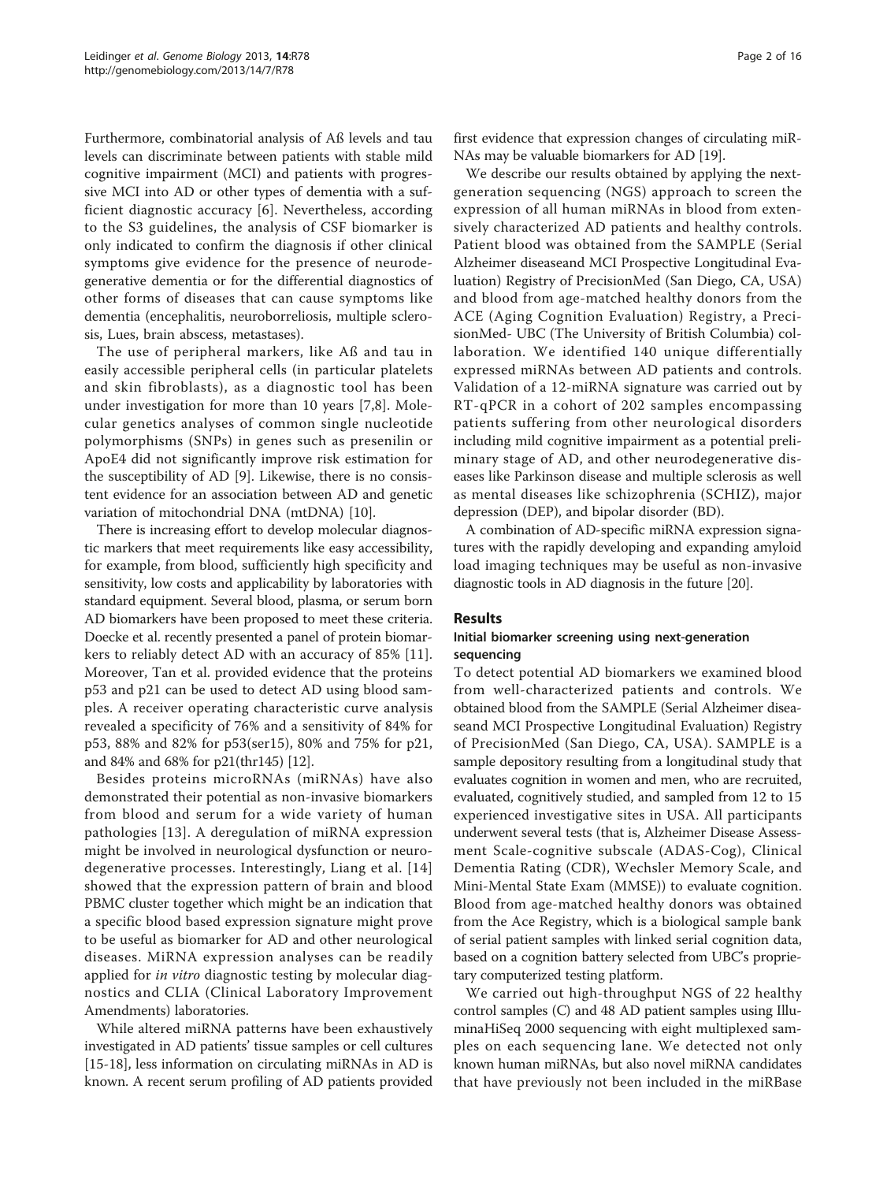Furthermore, combinatorial analysis of Aß levels and tau levels can discriminate between patients with stable mild cognitive impairment (MCI) and patients with progressive MCI into AD or other types of dementia with a sufficient diagnostic accuracy [6]. Nevertheless, according to the S3 guidelines, the analysis of CSF biomarker is only indicated to confirm the diagnosis if other clinical symptoms give evidence for the presence of neurodegenerative dementia or for the differential diagnostics of other forms of diseases that can cause symptoms like dementia (encephalitis, neuroborreliosis, multiple sclerosis, Lues, brain abscess, metastases).

The use of peripheral markers, like Aß and tau in easily accessible peripheral cells (in particular platelets and skin fibroblasts), as a diagnostic tool has been under investigation for more than 10 years [7,8]. Molecular genetics analyses of common single nucleotide polymorphisms (SNPs) in genes such as presenilin or ApoE4 did not significantly improve risk estimation for the susceptibility of AD [9]. Likewise, there is no consistent evidence for an association between AD and genetic variation of mitochondrial DNA (mtDNA) [10].

There is increasing effort to develop molecular diagnostic markers that meet requirements like easy accessibility, for example, from blood, sufficiently high specificity and sensitivity, low costs and applicability by laboratories with standard equipment. Several blood, plasma, or serum born AD biomarkers have been proposed to meet these criteria. Doecke et al. recently presented a panel of protein biomarkers to reliably detect AD with an accuracy of 85% [11]. Moreover, Tan et al. provided evidence that the proteins p53 and p21 can be used to detect AD using blood samples. A receiver operating characteristic curve analysis revealed a specificity of 76% and a sensitivity of 84% for p53, 88% and 82% for p53(ser15), 80% and 75% for p21, and 84% and 68% for p21(thr145) [12].

Besides proteins microRNAs (miRNAs) have also demonstrated their potential as non-invasive biomarkers from blood and serum for a wide variety of human pathologies [13]. A deregulation of miRNA expression might be involved in neurological dysfunction or neurodegenerative processes. Interestingly, Liang et al. [14] showed that the expression pattern of brain and blood PBMC cluster together which might be an indication that a specific blood based expression signature might prove to be useful as biomarker for AD and other neurological diseases. MiRNA expression analyses can be readily applied for *in vitro* diagnostic testing by molecular diagnostics and CLIA (Clinical Laboratory Improvement Amendments) laboratories.

While altered miRNA patterns have been exhaustively investigated in AD patients' tissue samples or cell cultures [15-18], less information on circulating miRNAs in AD is known. A recent serum profiling of AD patients provided first evidence that expression changes of circulating miRNAs may be valuable biomarkers for AD [19].

We describe our results obtained by applying the next-generation sequencing (NGS) approach to screen the expression of all human miRNAs in blood from extensively characterized AD patients and healthy controls. Patient blood was obtained from the SAMPLE (Serial Alzheimer diseaseand MCI Prospective Longitudinal Evaluation) Registry of PrecisionMed (San Diego, CA, USA) and blood from age-matched healthy donors from the ACE (Aging Cognition Evaluation) Registry, a PrecisionMed- UBC (The University of British Columbia) collaboration. We identified 140 unique differentially expressed miRNAs between AD patients and controls. Validation of a 12-miRNA signature was carried out by RT-qPCR in a cohort of 202 samples encompassing patients suffering from other neurological disorders including mild cognitive impairment as a potential preliminary stage of AD, and other neurodegenerative diseases like Parkinson disease and multiple sclerosis as well as mental diseases like schizophrenia (SCHIZ), major depression (DEP), and bipolar disorder (BD).

A combination of AD-specific miRNA expression signatures with the rapidly developing and expanding amyloid load imaging techniques may be useful as non-invasive diagnostic tools in AD diagnosis in the future [20].

## Results

### Initial biomarker screening using next-generation sequencing

To detect potential AD biomarkers we examined blood from well-characterized patients and controls. We obtained blood from the SAMPLE (Serial Alzheimer diseaseand MCI Prospective Longitudinal Evaluation) Registry of PrecisionMed (San Diego, CA, USA). SAMPLE is a sample depository resulting from a longitudinal study that evaluates cognition in women and men, who are recruited, evaluated, cognitively studied, and sampled from 12 to 15 experienced investigative sites in USA. All participants underwent several tests (that is, Alzheimer Disease Assessment Scale-cognitive subscale (ADAS-Cog), Clinical Dementia Rating (CDR), Wechsler Memory Scale, and Mini-Mental State Exam (MMSE)) to evaluate cognition. Blood from age-matched healthy donors was obtained from the Ace Registry, which is a biological sample bank of serial patient samples with linked serial cognition data, based on a cognition battery selected from UBC's proprietary computerized testing platform.

We carried out high-throughput NGS of 22 healthy control samples (C) and 48 AD patient samples using IlluminaHiSeq 2000 sequencing with eight multiplexed samples on each sequencing lane. We detected not only known human miRNAs, but also novel miRNA candidates that have previously not been included in the miRBase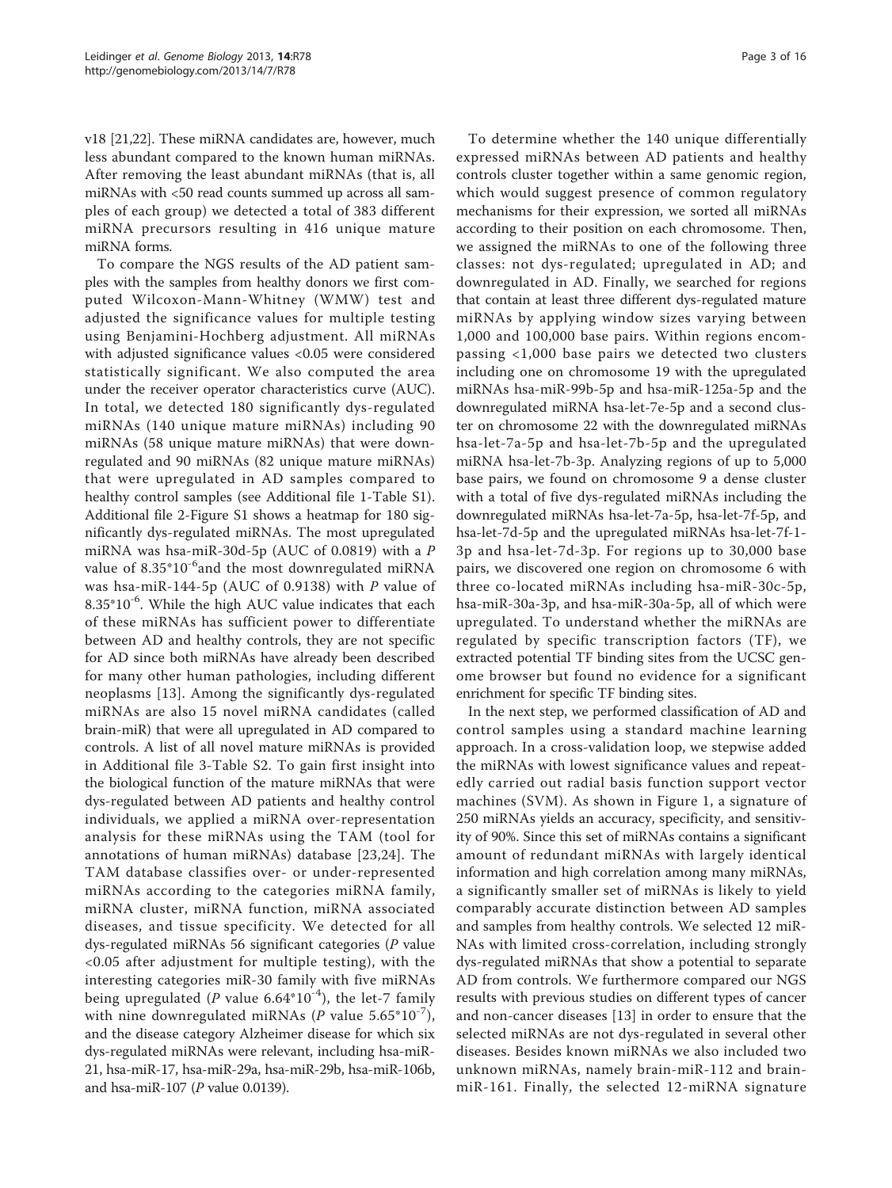v18 [21,22]. These miRNA candidates are, however, much less abundant compared to the known human miRNAs. After removing the least abundant miRNAs (that is, all miRNAs with <50 read counts summed up across all samples of each group) we detected a total of 383 different miRNA precursors resulting in 416 unique mature miRNA forms.

To compare the NGS results of the AD patient samples with the samples from healthy donors we first computed Wilcoxon-Mann-Whitney (WMW) test and adjusted the significance values for multiple testing using Benjamini-Hochberg adjustment. All miRNAs with adjusted significance values <0.05 were considered statistically significant. We also computed the area under the receiver operator characteristics curve (AUC). In total, we detected 180 significantly dys-regulated miRNAs (140 unique mature miRNAs) including 90 miRNAs (58 unique mature miRNAs) that were downregulated and 90 miRNAs (82 unique mature miRNAs) that were upregulated in AD samples compared to healthy control samples (see Additional file 1-Table S1). Additional file 2-Figure S1 shows a heatmap for 180 significantly dys-regulated miRNAs. The most upregulated miRNA was hsa-miR-30d-5p (AUC of 0.0819) with a *P* value of $8.35*10^{-6}$ and the most downregulated miRNA was hsa-miR-144-5p (AUC of 0.9138) with *P* value of $8.35*10^{-6}$. While the high AUC value indicates that each of these miRNAs has sufficient power to differentiate between AD and healthy controls, they are not specific for AD since both miRNAs have already been described for many other human pathologies, including different neoplasms [13]. Among the significantly dys-regulated miRNAs are also 15 novel miRNA candidates (called brain-miR) that were all upregulated in AD compared to controls. A list of all novel mature miRNAs is provided in Additional file 3-Table S2. To gain first insight into the biological function of the mature miRNAs that were dys-regulated between AD patients and healthy control individuals, we applied a miRNA over-representation analysis for these miRNAs using the TAM (tool for annotations of human miRNAs) database [23,24]. The TAM database classifies over- or under-represented miRNAs according to the categories miRNA family, miRNA cluster, miRNA function, miRNA associated diseases, and tissue specificity. We detected for all dys-regulated miRNAs 56 significant categories (*P* value <0.05 after adjustment for multiple testing), with the interesting categories miR-30 family with five miRNAs being upregulated (*P* value $6.64*10^{-4}$), the let-7 family with nine downregulated miRNAs (*P* value $5.65*10^{-7}$), and the disease category Alzheimer disease for which six dys-regulated miRNAs were relevant, including hsa-miR-21, hsa-miR-17, hsa-miR-29a, hsa-miR-29b, hsa-miR-106b, and hsa-miR-107 (*P* value 0.0139).

To determine whether the 140 unique differentially expressed miRNAs between AD patients and healthy controls cluster together within a same genomic region, which would suggest presence of common regulatory mechanisms for their expression, we sorted all miRNAs according to their position on each chromosome. Then, we assigned the miRNAs to one of the following three classes: not dys-regulated; upregulated in AD; and downregulated in AD. Finally, we searched for regions that contain at least three different dys-regulated mature miRNAs by applying window sizes varying between 1,000 and 100,000 base pairs. Within regions encompassing <1,000 base pairs we detected two clusters including one on chromosome 19 with the upregulated miRNAs hsa-miR-99b-5p and hsa-miR-125a-5p and the downregulated miRNA hsa-let-7e-5p and a second cluster on chromosome 22 with the downregulated miRNAs hsa-let-7a-5p and hsa-let-7b-5p and the upregulated miRNA hsa-let-7b-3p. Analyzing regions of up to 5,000 base pairs, we found on chromosome 9 a dense cluster with a total of five dys-regulated miRNAs including the downregulated miRNAs hsa-let-7a-5p, hsa-let-7f-5p, and hsa-let-7d-5p and the upregulated miRNAs hsa-let-7f-1-3p and hsa-let-7d-3p. For regions up to 30,000 base pairs, we discovered one region on chromosome 6 with three co-located miRNAs including hsa-miR-30c-5p, hsa-miR-30a-3p, and hsa-miR-30a-5p, all of which were upregulated. To understand whether the miRNAs are regulated by specific transcription factors (TF), we extracted potential TF binding sites from the UCSC genome browser but found no evidence for a significant enrichment for specific TF binding sites.

In the next step, we performed classification of AD and control samples using a standard machine learning approach. In a cross-validation loop, we stepwise added the miRNAs with lowest significance values and repeatedly carried out radial basis function support vector machines (SVM). As shown in Figure 1, a signature of 250 miRNAs yields an accuracy, specificity, and sensitivity of 90%. Since this set of miRNAs contains a significant amount of redundant miRNAs with largely identical information and high correlation among many miRNAs, a significantly smaller set of miRNAs is likely to yield comparably accurate distinction between AD samples and samples from healthy controls. We selected 12 miRNAs with limited cross-correlation, including strongly dys-regulated miRNAs that show a potential to separate AD from controls. We furthermore compared our NGS results with previous studies on different types of cancer and non-cancer diseases [13] in order to ensure that the selected miRNAs are not dys-regulated in several other diseases. Besides known miRNAs we also included two unknown miRNAs, namely brain-miR-112 and brain-miR-161. Finally, the selected 12-miRNA signature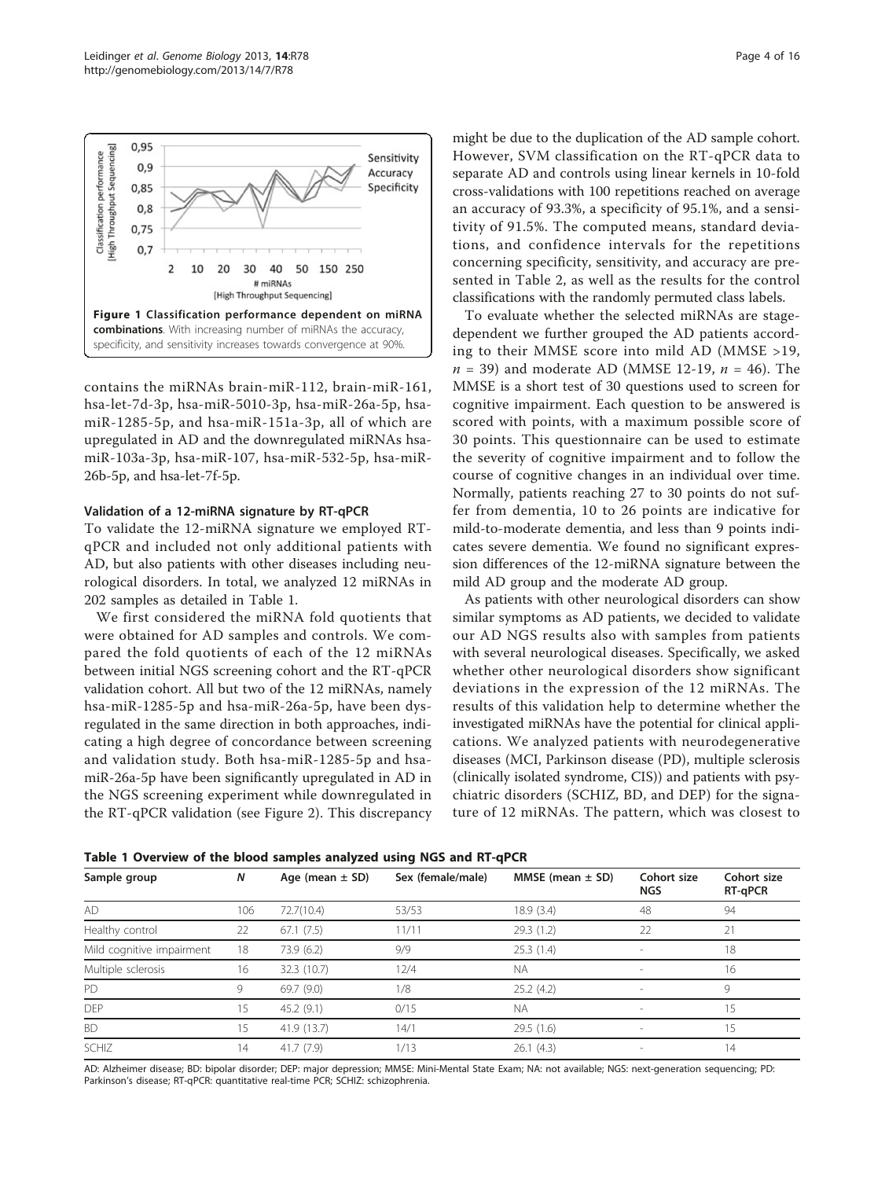**Figure 1 Classification performance dependent on miRNA combinations**. With increasing number of miRNAs the accuracy, specificity, and sensitivity increases towards convergence at 90%.

contains the miRNAs brain-miR-112, brain-miR-161, hsa-let-7d-3p, hsa-miR-5010-3p, hsa-miR-26a-5p, hsa-miR-1285-5p, and hsa-miR-151a-3p, all of which are upregulated in AD and the downregulated miRNAs hsa-miR-103a-3p, hsa-miR-107, hsa-miR-532-5p, hsa-miR-26b-5p, and hsa-let-7f-5p.

### Validation of a 12-miRNA signature by RT-qPCR

To validate the 12-miRNA signature we employed RT-qPCR and included not only additional patients with AD, but also patients with other diseases including neurological disorders. In total, we analyzed 12 miRNAs in 202 samples as detailed in Table 1.

We first considered the miRNA fold quotients that were obtained for AD samples and controls. We compared the fold quotients of each of the 12 miRNAs between initial NGS screening cohort and the RT-qPCR validation cohort. All but two of the 12 miRNAs, namely hsa-miR-1285-5p and hsa-miR-26a-5p, have been dysregulated in the same direction in both approaches, indicating a high degree of concordance between screening and validation study. Both hsa-miR-1285-5p and hsa-miR-26a-5p have been significantly upregulated in AD in the NGS screening experiment while downregulated in the RT-qPCR validation (see Figure 2). This discrepancy might be due to the duplication of the AD sample cohort. However, SVM classification on the RT-qPCR data to separate AD and controls using linear kernels in 10-fold cross-validations with 100 repetitions reached on average an accuracy of 93.3%, a specificity of 95.1%, and a sensitivity of 91.5%. The computed means, standard deviations, and confidence intervals for the repetitions concerning specificity, sensitivity, and accuracy are presented in Table 2, as well as the results for the control classifications with the randomly permuted class labels.

To evaluate whether the selected miRNAs are stage-dependent we further grouped the AD patients according to their MMSE score into mild AD (MMSE >19, $n$ = 39) and moderate AD (MMSE 12-19, $n$ = 46). The MMSE is a short test of 30 questions used to screen for cognitive impairment. Each question to be answered is scored with points, with a maximum possible score of 30 points. This questionnaire can be used to estimate the severity of cognitive impairment and to follow the course of cognitive changes in an individual over time. Normally, patients reaching 27 to 30 points do not suffer from dementia, 10 to 26 points are indicative for mild-to-moderate dementia, and less than 9 points indicates severe dementia. We found no significant expression differences of the 12-miRNA signature between the mild AD group and the moderate AD group.

As patients with other neurological disorders can show similar symptoms as AD patients, we decided to validate our AD NGS results also with samples from patients with several neurological diseases. Specifically, we asked whether other neurological disorders show significant deviations in the expression of the 12 miRNAs. The results of this validation help to determine whether the investigated miRNAs have the potential for clinical applications. We analyzed patients with neurodegenerative diseases (MCI, Parkinson disease (PD), multiple sclerosis (clinically isolated syndrome, CIS)) and patients with psychiatric disorders (SCHIZ, BD, and DEP) for the signature of 12 miRNAs. The pattern, which was closest to

**Table 1 Overview of the blood samples analyzed using NGS and RT-qPCR**

| Sample group | N | Age (mean ± SD) | Sex (female/male) | MMSE (mean ± SD) | Cohort size NGS | Cohort size RT-qPCR |
|---|---|---|---|---|---|---|
| AD | 106 | 72.7(10.4) | 53/53 | 18.9 (3.4) | 48 | 94 |
| Healthy control | 22 | 67.1 (7.5) | 11/11 | 29.3 (1.2) | 22 | 21 |
| Mild cognitive impairment | 18 | 73.9 (6.2) | 9/9 | 25.3 (1.4) | - | 18 |
| Multiple sclerosis | 16 | 32.3 (10.7) | 12/4 | NA | - | 16 |
| PD | 9 | 69.7 (9.0) | 1/8 | 25.2 (4.2) | - | 9 |
| DEP | 15 | 45.2 (9.1) | 0/15 | NA | - | 15 |
| BD | 15 | 41.9 (13.7) | 14/1 | 29.5 (1.6) | - | 15 |
| SCHIZ | 14 | 41.7 (7.9) | 1/13 | 26.1 (4.3) | - | 14 |

AD: Alzheimer disease; BD: bipolar disorder; DEP: major depression; MMSE: Mini-Mental State Exam; NA: not available; NGS: next-generation sequencing; PD: Parkinson's disease; RT-qPCR: quantitative real-time PCR; SCHIZ: schizophrenia.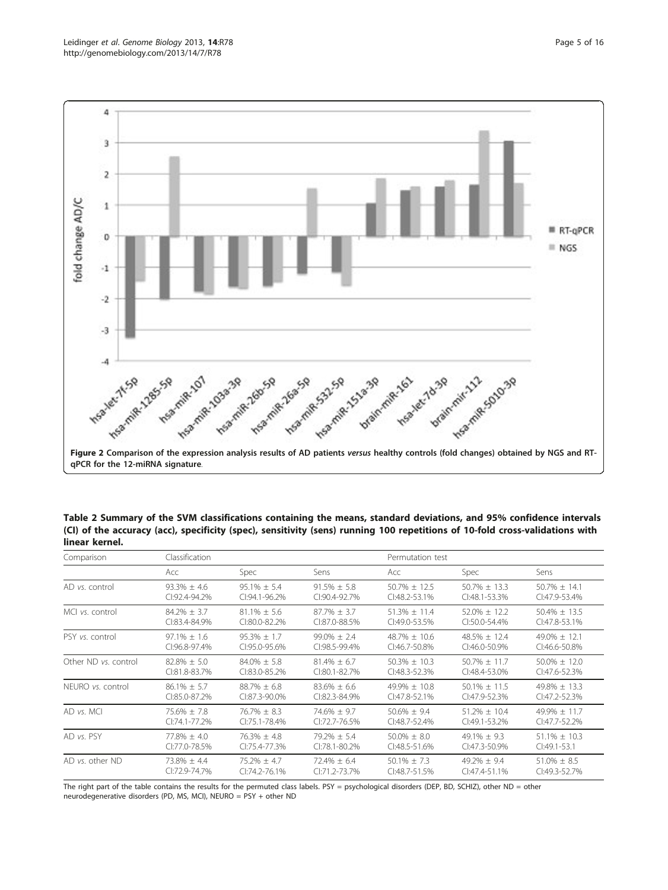**Figure 2 Comparison of the expression analysis results of AD patients *versus* healthy controls (fold changes) obtained by NGS and RT-qPCR for the 12-miRNA signature.**

**Table 2 Summary of the SVM classifications containing the means, standard deviations, and 95% confidence intervals (CI) of the accuracy (acc), specificity (spec), sensitivity (sens) running 100 repetitions of 10-fold cross-validations with linear kernel.**

| Comparison | Classification | | | Permutation test | | |
|---|---|---|---|---|---|---|
| | Acc | Spec | Sens | Acc | Spec | Sens |
| AD *vs.* control | 93.3% ± 4.6<br>CI:92.4-94.2% | 95.1% ± 5.4<br>CI:94.1-96.2% | 91.5% ± 5.8<br>CI:90.4-92.7% | 50.7% ± 12.5<br>CI:48.2-53.1% | 50.7% ± 13.3<br>CI:48.1-53.3% | 50.7% ± 14.1<br>CI:47.9-53.4% |
| MCI *vs.* control | 84.2% ± 3.7<br>CI:83.4-84.9% | 81.1% ± 5.6<br>CI:80.0-82.2% | 87.7% ± 3.7<br>CI:87.0-88.5% | 51.3% ± 11.4<br>CI:49.0-53.5% | 52.0% ± 12.2<br>CI:50.0-54.4% | 50.4% ± 13.5<br>CI:47.8-53.1% |
| PSY *vs.* control | 97.1% ± 1.6<br>CI:96.8-97.4% | 95.3% ± 1.7<br>CI:95.0-95.6% | 99.0% ± 2.4<br>CI:98.5-99.4% | 48.7% ± 10.6<br>CI:46.7-50.8% | 48.5% ± 12.4<br>CI:46.0-50.9% | 49.0% ± 12.1<br>CI:46.6-50.8% |
| Other ND *vs.* control | 82.8% ± 5.0<br>CI:81.8-83.7% | 84.0% ± 5.8<br>CI:83.0-85.2% | 81.4% ± 6.7<br>CI:80.1-82.7% | 50.3% ± 10.3<br>CI:48.3-52.3% | 50.7% ± 11.7<br>CI:48.4-53.0% | 50.0% ± 12.0<br>CI:47.6-52.3% |
| NEURO *vs.* control | 86.1% ± 5.7<br>CI:85.0-87.2% | 88.7% ± 6.8<br>CI:87.3-90.0% | 83.6% ± 6.6<br>CI:82.3-84.9% | 49.9% ± 10.8<br>CI:47.8-52.1% | 50.1% ± 11.5<br>CI:47.9-52.3% | 49.8% ± 13.3<br>CI:47.2-52.3% |
| AD *vs.* MCI | 75.6% ± 7.8<br>CI:74.1-77.2% | 76.7% ± 8.3<br>CI:75.1-78.4% | 74.6% ± 9.7<br>CI:72.7-76.5% | 50.6% ± 9.4<br>CI:48.7-52.4% | 51.2% ± 10.4<br>CI:49.1-53.2% | 49.9% ± 11.7<br>CI:47.7-52.2% |
| AD *vs.* PSY | 77.8% ± 4.0<br>CI:77.0-78.5% | 76.3% ± 4.8<br>CI:75.4-77.3% | 79.2% ± 5.4<br>CI:78.1-80.2% | 50.0% ± 8.0<br>CI:48.5-51.6% | 49.1% ± 9.3<br>CI:47.3-50.9% | 51.1% ± 10.3<br>CI:49.1-53.1 |
| AD *vs.* other ND | 73.8% ± 4.4<br>CI:72.9-74.7% | 75.2% ± 4.7<br>CI:74.2-76.1% | 72.4% ± 6.4<br>CI:71.2-73.7% | 50.1% ± 7.3<br>CI:48.7-51.5% | 49.2% ± 9.4<br>CI:47.4-51.1% | 51.0% ± 8.5<br>CI:49.3-52.7% |

The right part of the table contains the results for the permuted class labels. PSY = psychological disorders (DEP, BD, SCHIZ), other ND = other neurodegenerative disorders (PD, MS, MCI), NEURO = PSY + other ND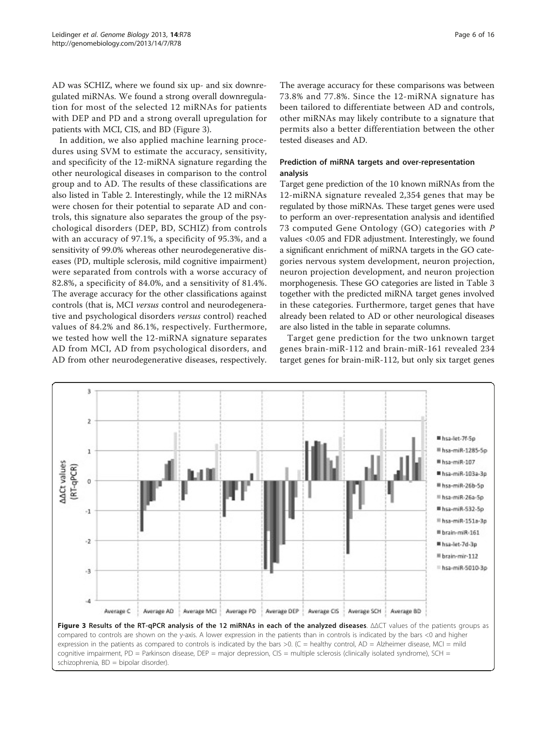AD was SCHIZ, where we found six up- and six downregulated miRNAs. We found a strong overall downregulation for most of the selected 12 miRNAs for patients with DEP and PD and a strong overall upregulation for patients with MCI, CIS, and BD (Figure 3).

In addition, we also applied machine learning procedures using SVM to estimate the accuracy, sensitivity, and specificity of the 12-miRNA signature regarding the other neurological diseases in comparison to the control group and to AD. The results of these classifications are also listed in Table 2. Interestingly, while the 12 miRNAs were chosen for their potential to separate AD and controls, this signature also separates the group of the psychological disorders (DEP, BD, SCHIZ) from controls with an accuracy of 97.1%, a specificity of 95.3%, and a sensitivity of 99.0% whereas other neurodegenerative diseases (PD, multiple sclerosis, mild cognitive impairment) were separated from controls with a worse accuracy of 82.8%, a specificity of 84.0%, and a sensitivity of 81.4%. The average accuracy for the other classifications against controls (that is, MCI *versus* control and neurodegenerative and psychological disorders *versus* control) reached values of 84.2% and 86.1%, respectively. Furthermore, we tested how well the 12-miRNA signature separates AD from MCI, AD from psychological disorders, and AD from other neurodegenerative diseases, respectively. The average accuracy for these comparisons was between 73.8% and 77.8%. Since the 12-miRNA signature has been tailored to differentiate between AD and controls, other miRNAs may likely contribute to a signature that permits also a better differentiation between the other tested diseases and AD.

### Prediction of miRNA targets and over-representation analysis

Target gene prediction of the 10 known miRNAs from the 12-miRNA signature revealed 2,354 genes that may be regulated by those miRNAs. These target genes were used to perform an over-representation analysis and identified 73 computed Gene Ontology (GO) categories with *P* values <0.05 and FDR adjustment. Interestingly, we found a significant enrichment of miRNA targets in the GO categories nervous system development, neuron projection, neuron projection development, and neuron projection morphogenesis. These GO categories are listed in Table 3 together with the predicted miRNA target genes involved in these categories. Furthermore, target genes that have already been related to AD or other neurological diseases are also listed in the table in separate columns.

Target gene prediction for the two unknown target genes brain-miR-112 and brain-miR-161 revealed 234 target genes for brain-miR-112, but only six target genes

**Figure 3 Results of the RT-qPCR analysis of the 12 miRNAs in each of the analyzed diseases**. ΔΔCT values of the patients groups as compared to controls are shown on the y-axis. A lower expression in the patients than in controls is indicated by the bars <0 and higher expression in the patients as compared to controls is indicated by the bars >0. (C = healthy control, AD = Alzheimer disease, MCI = mild cognitive impairment, PD = Parkinson disease, DEP = major depression, CIS = multiple sclerosis (clinically isolated syndrome), SCH = schizophrenia, BD = bipolar disorder).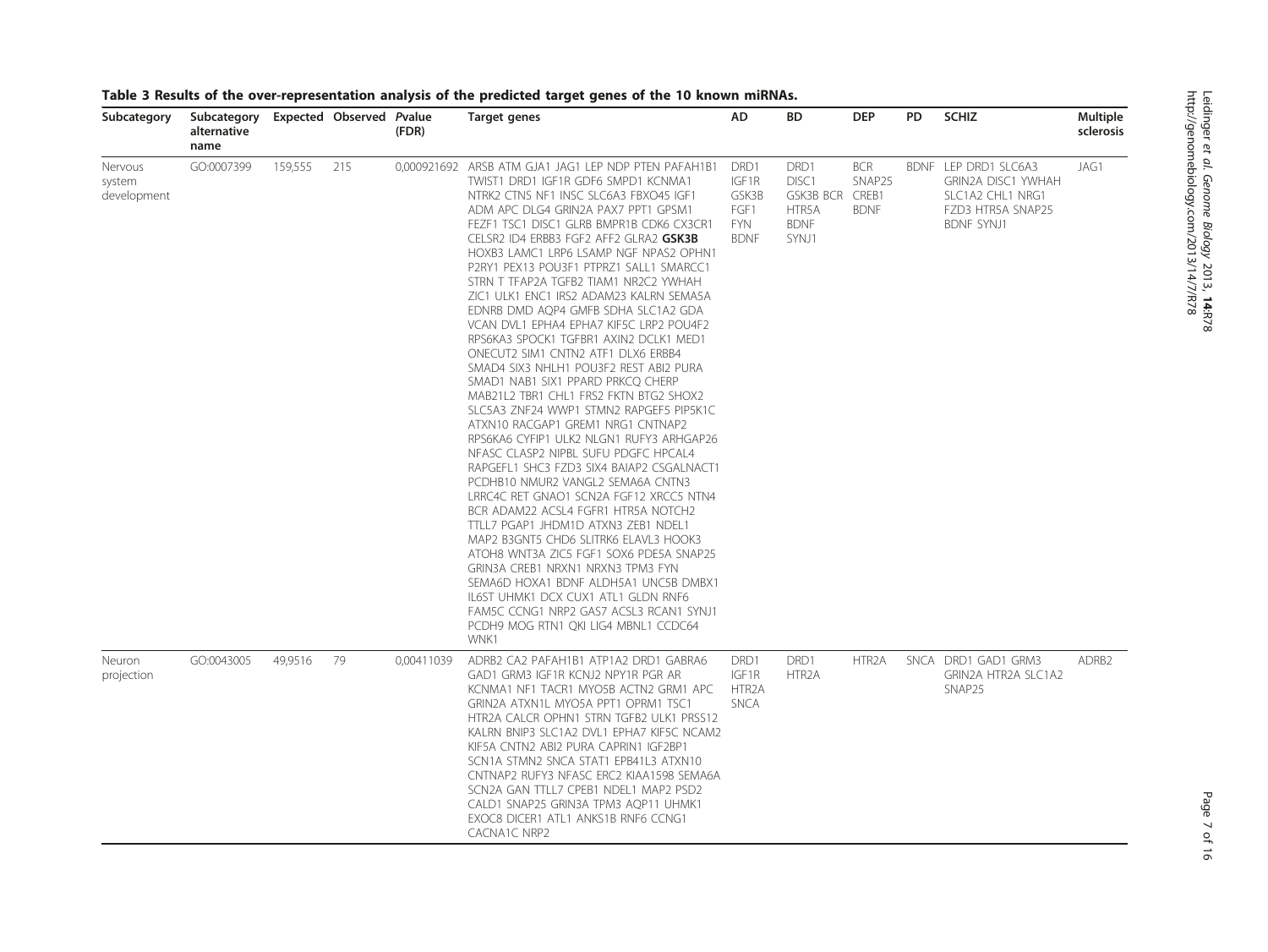**Table 3 Results of the over-representation analysis of the predicted target genes of the 10 known miRNAs.**

| Subcategory | Subcategory alternative name | Expected | Observed | Pvalue (FDR) | Target genes | AD | BD | DEP | PD | SCHIZ | Multiple sclerosis |
|---|---|---|---|---|---|---|---|---|---|---|---|
| Nervous system development | GO:0007399 | 159,555 | 215 | 0,000921692 | ARSB ATM GJA1 JAG1 LEP NDP PTEN PAFAH1B1 TWIST1 DRD1 IGF1R GDF6 SMPD1 KCNMA1 NTRK2 CTNS NF1 INSC SLC6A3 FBXO45 IGF1 ADM APC DLG4 GRIN2A PAX7 PPT1 GPSM1 FEZF1 TSC1 DISC1 GLRB BMPR1B CDK6 CX3CR1 CELSR2 ID4 ERBB3 FGF2 AFF2 GLRA2 **GSK3B** HOXB3 LAMC1 LRP6 LSAMP NGF NPAS2 OPHN1 P2RY1 PEX13 POU3F1 PTPRZ1 SALL1 SMARCC1 STRN T TFAP2A TGFB2 TIAM1 NR2C2 YWHAH ZIC1 ULK1 ENC1 IRS2 ADAM23 KALRN SEMA5A EDNRB DMD AQP4 GMFB SDHA SLC1A2 GDA VCAN DVL1 EPHA4 EPHA7 KIF5C LRP2 POU4F2 RPS6KA3 SPOCK1 TGFBR1 AXIN2 DCLK1 MED1 ONECUT2 SIM1 CNTN2 ATF1 DLX6 ERBB4 SMAD4 SIX3 NHLH1 POU3F2 REST ABI2 PURA SMAD1 NAB1 SIX1 PPARD PRKCQ CHERP MAB21L2 TBR1 CHL1 FRS2 FKTN BTG2 SHOX2 SLC5A3 ZNF24 WWP1 STMN2 RAPGEF5 PIP5K1C ATXN10 RACGAP1 GREM1 NRG1 CNTNAP2 RPS6KA6 CYFIP1 ULK2 NLGN1 RUFY3 ARHGAP26 NFASC CLASP2 NIPBL SUFU PDGFC HPCAL4 RAPGEFL1 SHC3 FZD3 SIX4 BAIAP2 CSGALNACT1 PCDHB10 NMUR2 VANGL2 SEMA6A CNTN3 LRRC4C RET GNAO1 SCN2A FGF12 XRCC5 NTN4 BCR ADAM22 ACSL4 FGFR1 HTR5A NOTCH2 TTLL7 PGAP1 JHDM1D ATXN3 ZEB1 NDEL1 MAP2 B3GNT5 CHD6 SLITRK6 ELAVL3 HOOK3 ATOH8 WNT3A ZIC5 FGF1 SOX6 PDE5A SNAP25 GRIN3A CREB1 NRXN1 NRXN3 TPM3 FYN SEMA6D HOXA1 BDNF ALDH5A1 UNC5B DMBX1 IL6ST UHMK1 DCX CUX1 ATL1 GLDN RNF6 FAM5C CCNG1 NRP2 GAS7 ACSL3 RCAN1 SYNJ1 PCDH9 MOG RTN1 QKI LIG4 MBNL1 CCDC64 WNK1 | DRD1 IGF1R GSK3B FGF1 FYN BDNF | DRD1 DISC1 GSK3B BCR HTR5A BDNF SYNJ1 | BCR SNAP25 CREB1 BDNF | BDNF | LEP DRD1 SLC6A3 GRIN2A DISC1 YWHAH SLC1A2 CHL1 NRG1 FZD3 HTR5A SNAP25 BDNF SYNJ1 | JAG1 |
| Neuron projection | GO:0043005 | 49,9516 | 79 | 0,00411039 | ADRB2 CA2 PAFAH1B1 ATP1A2 DRD1 GABRA6 GAD1 GRM3 IGF1R KCNJ2 NPY1R PGR AR KCNMA1 NF1 TACR1 MYO5B ACTN2 GRM1 APC GRIN2A ATXN1L MYO5A PPT1 OPRM1 TSC1 HTR2A CALCR OPHN1 STRN TGFB2 ULK1 PRSS12 KALRN BNIP3 SLC1A2 DVL1 EPHA7 KIF5C NCAM2 KIF5A CNTN2 ABI2 PURA CAPRIN1 IGF2BP1 SCN1A STMN2 SNCA STAT1 EPB41L3 ATXN10 CNTNAP2 RUFY3 NFASC ERC2 KIAA1598 SEMA6A SCN2A GAN TTLL7 CPEB1 NDEL1 MAP2 PSD2 CALD1 SNAP25 GRIN3A TPM3 AQP11 UHMK1 EXOC8 DICER1 ATL1 ANKS1B RNF6 CCNG1 CACNA1C NRP2 | DRD1 IGF1R HTR2A SNCA | DRD1 HTR2A | HTR2A | SNCA | DRD1 GAD1 GRM3 GRIN2A HTR2A SLC1A2 SNAP25 | ADRB2 |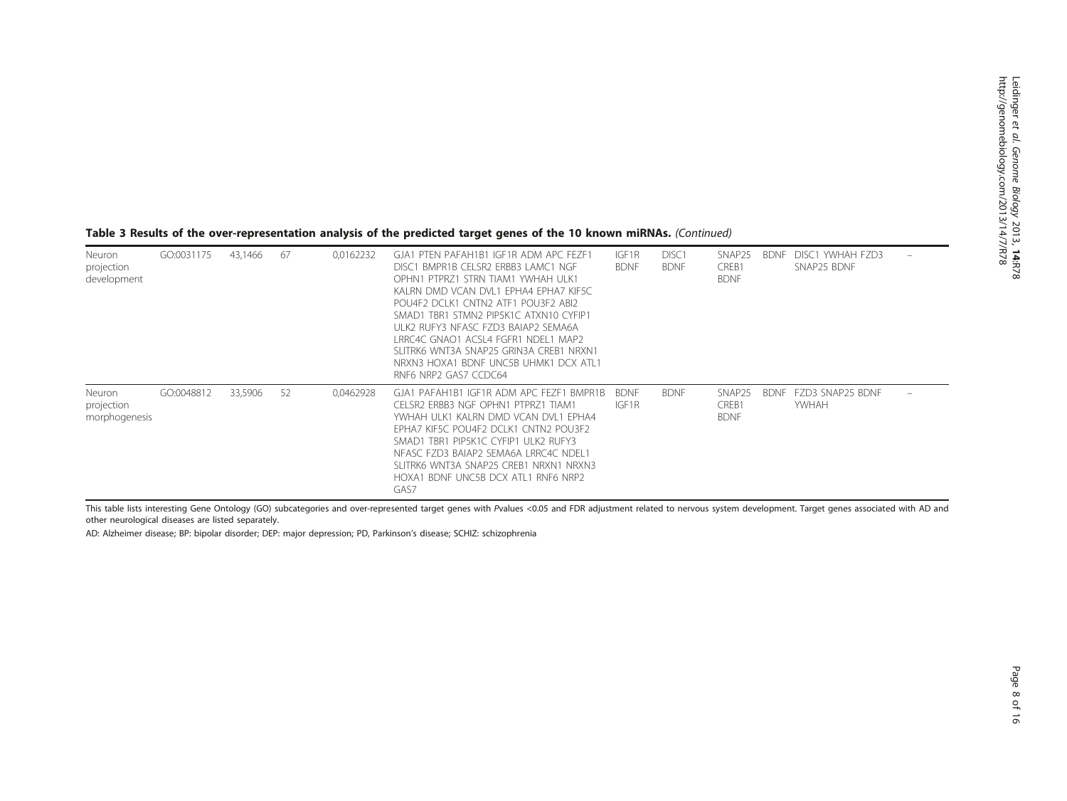**Table 3 Results of the over-representation analysis of the predicted target genes of the 10 known miRNAs.** *(Continued)*

| | | | | | | | | | | |
|---|---|---|---|---|---|---|---|---|---|---|
| Neuron projection development | GO:0031175 | 43,1466 | 67 | 0,0162232 | GJA1 PTEN PAFAH1B1 IGF1R ADM APC FEZF1 DISC1 BMPR1B CELSR2 ERBB3 LAMC1 NGF OPHN1 PTPRZ1 STRN TIAM1 YWHAH ULK1 KALRN DMD VCAN DVL1 EPHA4 EPHA7 KIF5C POU4F2 DCLK1 CNTN2 ATF1 POU3F2 ABI2 SMAD1 TBR1 STMN2 PIP5K1C ATXN10 CYFIP1 ULK2 RUFY3 NFASC FZD3 BAIAP2 SEMA6A LRRC4C GNAO1 ACSL4 FGFR1 NDEL1 MAP2 SLITRK6 WNT3A SNAP25 GRIN3A CREB1 NRXN1 NRXN3 HOXA1 BDNF UNC5B UHMK1 DCX ATL1 RNF6 NRP2 GAS7 CCDC64 | IGF1R BDNF | DISC1 BDNF | SNAP25 CREB1 BDNF | BDNF | DISC1 YWHAH FZD3 SNAP25 BDNF | - |
| Neuron projection morphogenesis | GO:0048812 | 33,5906 | 52 | 0,0462928 | GJA1 PAFAH1B1 IGF1R ADM APC FEZF1 BMPR1B CELSR2 ERBB3 NGF OPHN1 PTPRZ1 TIAM1 YWHAH ULK1 KALRN DMD VCAN DVL1 EPHA4 EPHA7 KIF5C POU4F2 DCLK1 CNTN2 POU3F2 SMAD1 TBR1 PIP5K1C CYFIP1 ULK2 RUFY3 NFASC FZD3 BAIAP2 SEMA6A LRRC4C NDEL1 SLITRK6 WNT3A SNAP25 CREB1 NRXN1 NRXN3 HOXA1 BDNF UNC5B DCX ATL1 RNF6 NRP2 GAS7 | BDNF IGF1R | BDNF | SNAP25 CREB1 BDNF | BDNF | FZD3 SNAP25 BDNF YWHAH | - |

This table lists interesting Gene Ontology (GO) subcategories and over-represented target genes with *P*values <0.05 and FDR adjustment related to nervous system development. Target genes associated with AD and other neurological diseases are listed separately.

AD: Alzheimer disease; BP: bipolar disorder; DEP: major depression; PD, Parkinson's disease; SCHIZ: schizophrenia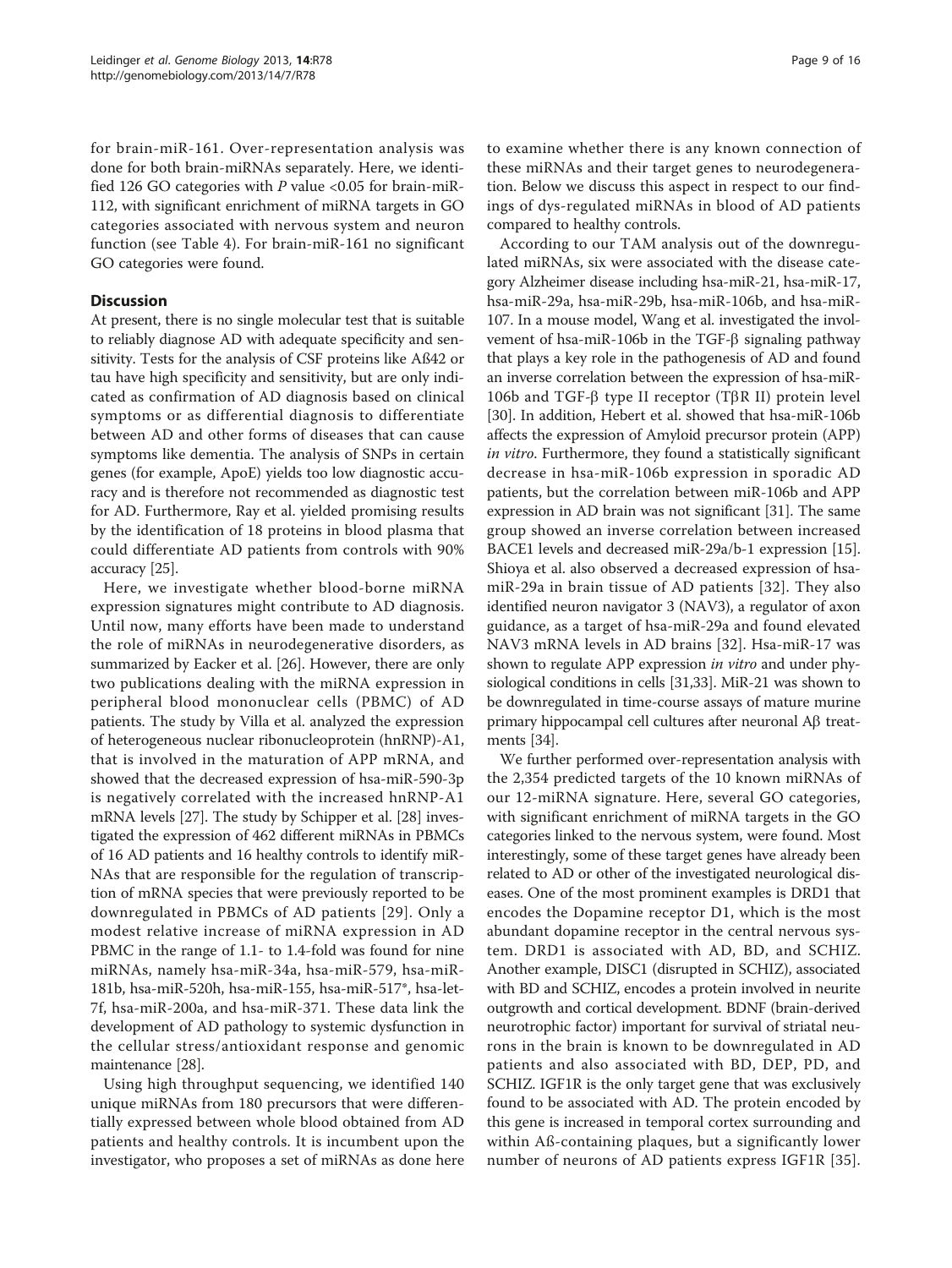for brain-miR-161. Over-representation analysis was done for both brain-miRNAs separately. Here, we identified 126 GO categories with *P* value <0.05 for brain-miR-112, with significant enrichment of miRNA targets in GO categories associated with nervous system and neuron function (see Table 4). For brain-miR-161 no significant GO categories were found.

## Discussion

At present, there is no single molecular test that is suitable to reliably diagnose AD with adequate specificity and sensitivity. Tests for the analysis of CSF proteins like Aß42 or tau have high specificity and sensitivity, but are only indicated as confirmation of AD diagnosis based on clinical symptoms or as differential diagnosis to differentiate between AD and other forms of diseases that can cause symptoms like dementia. The analysis of SNPs in certain genes (for example, ApoE) yields too low diagnostic accuracy and is therefore not recommended as diagnostic test for AD. Furthermore, Ray et al. yielded promising results by the identification of 18 proteins in blood plasma that could differentiate AD patients from controls with 90% accuracy [25].

Here, we investigate whether blood-borne miRNA expression signatures might contribute to AD diagnosis. Until now, many efforts have been made to understand the role of miRNAs in neurodegenerative disorders, as summarized by Eacker et al. [26]. However, there are only two publications dealing with the miRNA expression in peripheral blood mononuclear cells (PBMC) of AD patients. The study by Villa et al. analyzed the expression of heterogeneous nuclear ribonucleoprotein (hnRNP)-A1, that is involved in the maturation of APP mRNA, and showed that the decreased expression of hsa-miR-590-3p is negatively correlated with the increased hnRNP-A1 mRNA levels [27]. The study by Schipper et al. [28] investigated the expression of 462 different miRNAs in PBMCs of 16 AD patients and 16 healthy controls to identify miRNAs that are responsible for the regulation of transcription of mRNA species that were previously reported to be downregulated in PBMCs of AD patients [29]. Only a modest relative increase of miRNA expression in AD PBMC in the range of 1.1- to 1.4-fold was found for nine miRNAs, namely hsa-miR-34a, hsa-miR-579, hsa-miR-181b, hsa-miR-520h, hsa-miR-155, hsa-miR-517*, hsa-let-7f, hsa-miR-200a, and hsa-miR-371. These data link the development of AD pathology to systemic dysfunction in the cellular stress/antioxidant response and genomic maintenance [28].

Using high throughput sequencing, we identified 140 unique miRNAs from 180 precursors that were differentially expressed between whole blood obtained from AD patients and healthy controls. It is incumbent upon the investigator, who proposes a set of miRNAs as done here to examine whether there is any known connection of these miRNAs and their target genes to neurodegeneration. Below we discuss this aspect in respect to our findings of dys-regulated miRNAs in blood of AD patients compared to healthy controls.

According to our TAM analysis out of the downregulated miRNAs, six were associated with the disease category Alzheimer disease including hsa-miR-21, hsa-miR-17, hsa-miR-29a, hsa-miR-29b, hsa-miR-106b, and hsa-miR-107. In a mouse model, Wang et al. investigated the involvement of hsa-miR-106b in the TGF-β signaling pathway that plays a key role in the pathogenesis of AD and found an inverse correlation between the expression of hsa-miR-106b and TGF-β type II receptor (TβR II) protein level [30]. In addition, Hebert et al. showed that hsa-miR-106b affects the expression of Amyloid precursor protein (APP) *in vitro*. Furthermore, they found a statistically significant decrease in hsa-miR-106b expression in sporadic AD patients, but the correlation between miR-106b and APP expression in AD brain was not significant [31]. The same group showed an inverse correlation between increased BACE1 levels and decreased miR-29a/b-1 expression [15]. Shioya et al. also observed a decreased expression of hsa-miR-29a in brain tissue of AD patients [32]. They also identified neuron navigator 3 (NAV3), a regulator of axon guidance, as a target of hsa-miR-29a and found elevated NAV3 mRNA levels in AD brains [32]. Hsa-miR-17 was shown to regulate APP expression *in vitro* and under physiological conditions in cells [31,33]. MiR-21 was shown to be downregulated in time-course assays of mature murine primary hippocampal cell cultures after neuronal Aβ treatments [34].

We further performed over-representation analysis with the 2,354 predicted targets of the 10 known miRNAs of our 12-miRNA signature. Here, several GO categories, with significant enrichment of miRNA targets in the GO categories linked to the nervous system, were found. Most interestingly, some of these target genes have already been related to AD or other of the investigated neurological diseases. One of the most prominent examples is DRD1 that encodes the Dopamine receptor D1, which is the most abundant dopamine receptor in the central nervous system. DRD1 is associated with AD, BD, and SCHIZ. Another example, DISC1 (disrupted in SCHIZ), associated with BD and SCHIZ, encodes a protein involved in neurite outgrowth and cortical development. BDNF (brain-derived neurotrophic factor) important for survival of striatal neurons in the brain is known to be downregulated in AD patients and also associated with BD, DEP, PD, and SCHIZ. IGF1R is the only target gene that was exclusively found to be associated with AD. The protein encoded by this gene is increased in temporal cortex surrounding and within Aß-containing plaques, but a significantly lower number of neurons of AD patients express IGF1R [35].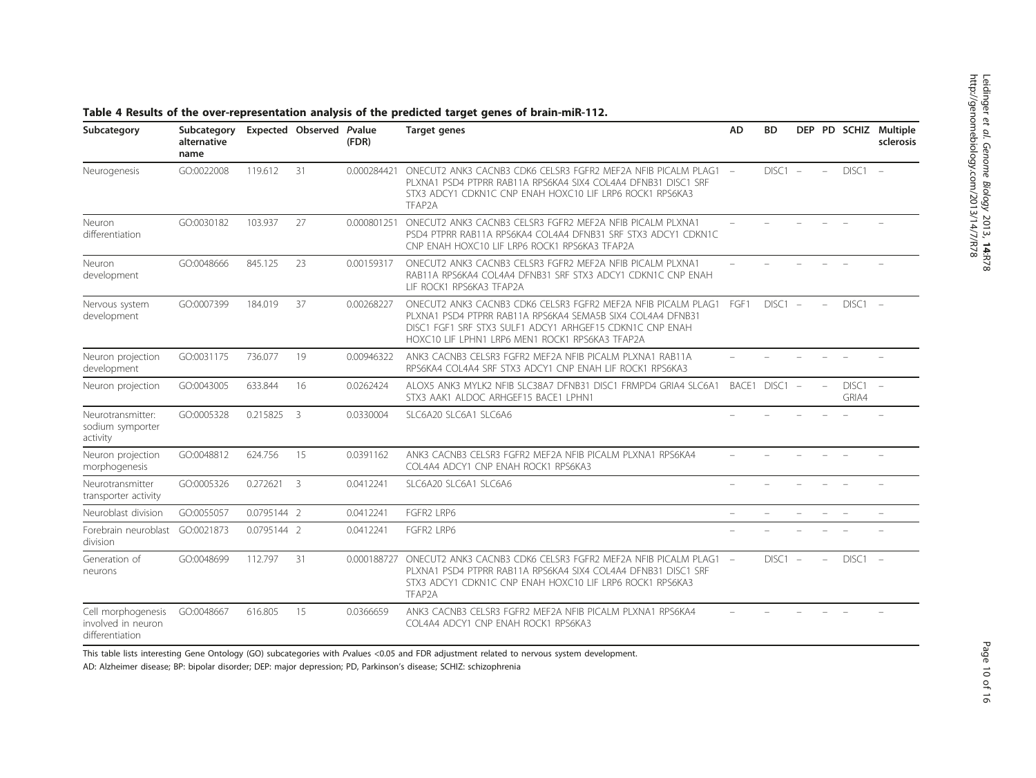**Table 4 Results of the over-representation analysis of the predicted target genes of brain-miR-112.**

| Subcategory | Subcategory alternative name | Expected | Observed | *P*value (FDR) | Target genes | AD | BD | DEP | PD | SCHIZ | Multiple sclerosis |
|---|---|---|---|---|---|---|---|---|---|---|---|
| Neurogenesis | GO:0022008 | 119.612 | 31 | 0.000284421 | ONECUT2 ANK3 CACNB3 CDK6 CELSR3 FGFR2 MEF2A NFIB PICALM PLAG1 PLXNA1 PSD4 PTPRR RAB11A RPS6KA4 SIX4 COL4A4 DFNB31 DISC1 SRF STX3 ADCY1 CDKN1C CNP ENAH HOXC10 LIF LRP6 ROCK1 RPS6KA3 TFAP2A | – | DISC1 | – | – | DISC1 | – |
| Neuron differentiation | GO:0030182 | 103.937 | 27 | 0.000801251 | ONECUT2 ANK3 CACNB3 CELSR3 FGFR2 MEF2A NFIB PICALM PLXNA1 PSD4 PTPRR RAB11A RPS6KA4 COL4A4 DFNB31 SRF STX3 ADCY1 CDKN1C CNP ENAH HOXC10 LIF LRP6 ROCK1 RPS6KA3 TFAP2A | – | – | – | – | – | – |
| Neuron development | GO:0048666 | 845.125 | 23 | 0.00159317 | ONECUT2 ANK3 CACNB3 CELSR3 FGFR2 MEF2A NFIB PICALM PLXNA1 RAB11A RPS6KA4 COL4A4 DFNB31 SRF STX3 ADCY1 CDKN1C CNP ENAH LIF ROCK1 RPS6KA3 TFAP2A | – | – | – | – | – | – |
| Nervous system development | GO:0007399 | 184.019 | 37 | 0.00268227 | ONECUT2 ANK3 CACNB3 CDK6 CELSR3 FGFR2 MEF2A NFIB PICALM PLAG1 PLXNA1 PSD4 PTPRR RAB11A RPS6KA4 SEMA5B SIX4 COL4A4 DFNB31 DISC1 FGF1 SRF STX3 SULF1 ADCY1 ARHGEF15 CDKN1C CNP ENAH HOXC10 LIF LPHN1 LRP6 MEN1 ROCK1 RPS6KA3 TFAP2A | FGF1 | DISC1 | – | – | DISC1 | – |
| Neuron projection development | GO:0031175 | 736.077 | 19 | 0.00946322 | ANK3 CACNB3 CELSR3 FGFR2 MEF2A NFIB PICALM PLXNA1 RAB11A RPS6KA4 COL4A4 SRF STX3 ADCY1 CNP ENAH LIF ROCK1 RPS6KA3 | – | – | – | – | – | – |
| Neuron projection | GO:0043005 | 633.844 | 16 | 0.0262424 | ALOX5 ANK3 MYLK2 NFIB SLC38A7 DFNB31 DISC1 FRMPD4 GRIA4 SLC6A1 STX3 AAK1 ALDOC ARHGEF15 BACE1 LPHN1 | BACE1 | DISC1 | – | – | DISC1 GRIA4 | – |
| Neurotransmitter: sodium symporter activity | GO:0005328 | 0.215825 | 3 | 0.0330004 | SLC6A20 SLC6A1 SLC6A6 | – | – | – | – | – | – |
| Neuron projection morphogenesis | GO:0048812 | 624.756 | 15 | 0.0391162 | ANK3 CACNB3 CELSR3 FGFR2 MEF2A NFIB PICALM PLXNA1 RPS6KA4 COL4A4 ADCY1 CNP ENAH ROCK1 RPS6KA3 | – | – | – | – | – | – |
| Neurotransmitter transporter activity | GO:0005326 | 0.272621 | 3 | 0.0412241 | SLC6A20 SLC6A1 SLC6A6 | – | – | – | – | – | – |
| Neuroblast division | GO:0055057 | 0.0795144 | 2 | 0.0412241 | FGFR2 LRP6 | – | – | – | – | – | – |
| Forebrain neuroblast division | GO:0021873 | 0.0795144 | 2 | 0.0412241 | FGFR2 LRP6 | – | – | – | – | – | – |
| Generation of neurons | GO:0048699 | 112.797 | 31 | 0.000188727 | ONECUT2 ANK3 CACNB3 CDK6 CELSR3 FGFR2 MEF2A NFIB PICALM PLAG1 PLXNA1 PSD4 PTPRR RAB11A RPS6KA4 SIX4 COL4A4 DFNB31 DISC1 SRF STX3 ADCY1 CDKN1C CNP ENAH HOXC10 LIF LRP6 ROCK1 RPS6KA3 TFAP2A | – | DISC1 | – | – | DISC1 | – |
| Cell morphogenesis involved in neuron differentiation | GO:0048667 | 616.805 | 15 | 0.0366659 | ANK3 CACNB3 CELSR3 FGFR2 MEF2A NFIB PICALM PLXNA1 RPS6KA4 COL4A4 ADCY1 CNP ENAH ROCK1 RPS6KA3 | – | – | – | – | – | – |

This table lists interesting Gene Ontology (GO) subcategories with *P*values <0.05 and FDR adjustment related to nervous system development.

AD: Alzheimer disease; BP: bipolar disorder; DEP: major depression; PD, Parkinson's disease; SCHIZ: schizophrenia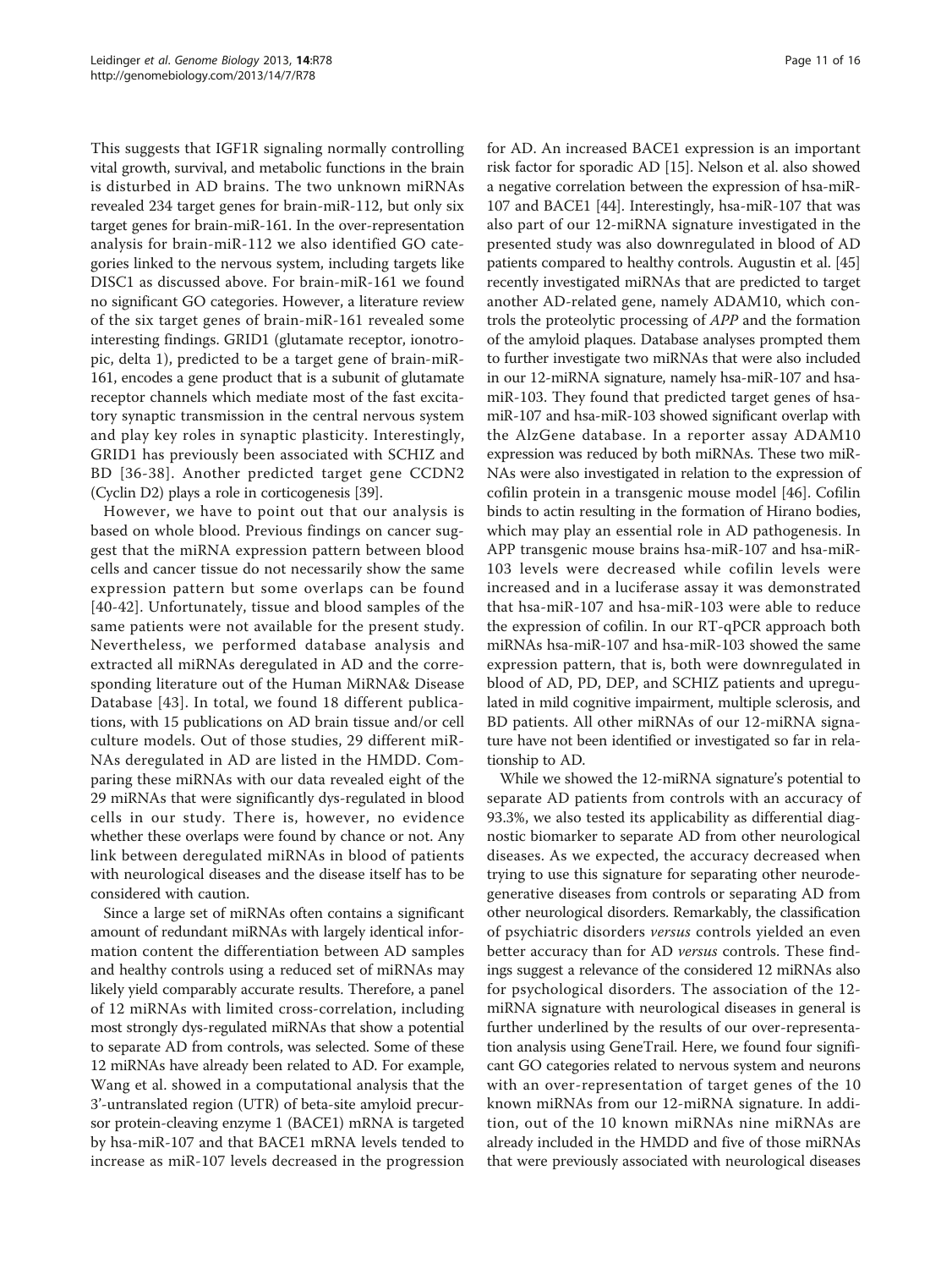This suggests that IGF1R signaling normally controlling vital growth, survival, and metabolic functions in the brain is disturbed in AD brains. The two unknown miRNAs revealed 234 target genes for brain-miR-112, but only six target genes for brain-miR-161. In the over-representation analysis for brain-miR-112 we also identified GO categories linked to the nervous system, including targets like DISC1 as discussed above. For brain-miR-161 we found no significant GO categories. However, a literature review of the six target genes of brain-miR-161 revealed some interesting findings. GRID1 (glutamate receptor, ionotropic, delta 1), predicted to be a target gene of brain-miR-161, encodes a gene product that is a subunit of glutamate receptor channels which mediate most of the fast excitatory synaptic transmission in the central nervous system and play key roles in synaptic plasticity. Interestingly, GRID1 has previously been associated with SCHIZ and BD [36-38]. Another predicted target gene CCDN2 (Cyclin D2) plays a role in corticogenesis [39].

However, we have to point out that our analysis is based on whole blood. Previous findings on cancer suggest that the miRNA expression pattern between blood cells and cancer tissue do not necessarily show the same expression pattern but some overlaps can be found [40-42]. Unfortunately, tissue and blood samples of the same patients were not available for the present study. Nevertheless, we performed database analysis and extracted all miRNAs deregulated in AD and the corresponding literature out of the Human MiRNA& Disease Database [43]. In total, we found 18 different publications, with 15 publications on AD brain tissue and/or cell culture models. Out of those studies, 29 different miRNAs deregulated in AD are listed in the HMDD. Comparing these miRNAs with our data revealed eight of the 29 miRNAs that were significantly dys-regulated in blood cells in our study. There is, however, no evidence whether these overlaps were found by chance or not. Any link between deregulated miRNAs in blood of patients with neurological diseases and the disease itself has to be considered with caution.

Since a large set of miRNAs often contains a significant amount of redundant miRNAs with largely identical information content the differentiation between AD samples and healthy controls using a reduced set of miRNAs may likely yield comparably accurate results. Therefore, a panel of 12 miRNAs with limited cross-correlation, including most strongly dys-regulated miRNAs that show a potential to separate AD from controls, was selected. Some of these 12 miRNAs have already been related to AD. For example, Wang et al. showed in a computational analysis that the 3'-untranslated region (UTR) of beta-site amyloid precursor protein-cleaving enzyme 1 (BACE1) mRNA is targeted by hsa-miR-107 and that BACE1 mRNA levels tended to increase as miR-107 levels decreased in the progression for AD. An increased BACE1 expression is an important risk factor for sporadic AD [15]. Nelson et al. also showed a negative correlation between the expression of hsa-miR-107 and BACE1 [44]. Interestingly, hsa-miR-107 that was also part of our 12-miRNA signature investigated in the presented study was also downregulated in blood of AD patients compared to healthy controls. Augustin et al. [45] recently investigated miRNAs that are predicted to target another AD-related gene, namely ADAM10, which controls the proteolytic processing of *APP* and the formation of the amyloid plaques. Database analyses prompted them to further investigate two miRNAs that were also included in our 12-miRNA signature, namely hsa-miR-107 and hsa-miR-103. They found that predicted target genes of hsa-miR-107 and hsa-miR-103 showed significant overlap with the AlzGene database. In a reporter assay ADAM10 expression was reduced by both miRNAs. These two miRNAs were also investigated in relation to the expression of cofilin protein in a transgenic mouse model [46]. Cofilin binds to actin resulting in the formation of Hirano bodies, which may play an essential role in AD pathogenesis. In APP transgenic mouse brains hsa-miR-107 and hsa-miR-103 levels were decreased while cofilin levels were increased and in a luciferase assay it was demonstrated that hsa-miR-107 and hsa-miR-103 were able to reduce the expression of cofilin. In our RT-qPCR approach both miRNAs hsa-miR-107 and hsa-miR-103 showed the same expression pattern, that is, both were downregulated in blood of AD, PD, DEP, and SCHIZ patients and upregulated in mild cognitive impairment, multiple sclerosis, and BD patients. All other miRNAs of our 12-miRNA signature have not been identified or investigated so far in relationship to AD.

While we showed the 12-miRNA signature's potential to separate AD patients from controls with an accuracy of 93.3%, we also tested its applicability as differential diagnostic biomarker to separate AD from other neurological diseases. As we expected, the accuracy decreased when trying to use this signature for separating other neurodegenerative diseases from controls or separating AD from other neurological disorders. Remarkably, the classification of psychiatric disorders *versus* controls yielded an even better accuracy than for AD *versus* controls. These findings suggest a relevance of the considered 12 miRNAs also for psychological disorders. The association of the 12-miRNA signature with neurological diseases in general is further underlined by the results of our over-representation analysis using GeneTrail. Here, we found four significant GO categories related to nervous system and neurons with an over-representation of target genes of the 10 known miRNAs from our 12-miRNA signature. In addition, out of the 10 known miRNAs nine miRNAs are already included in the HMDD and five of those miRNAs that were previously associated with neurological diseases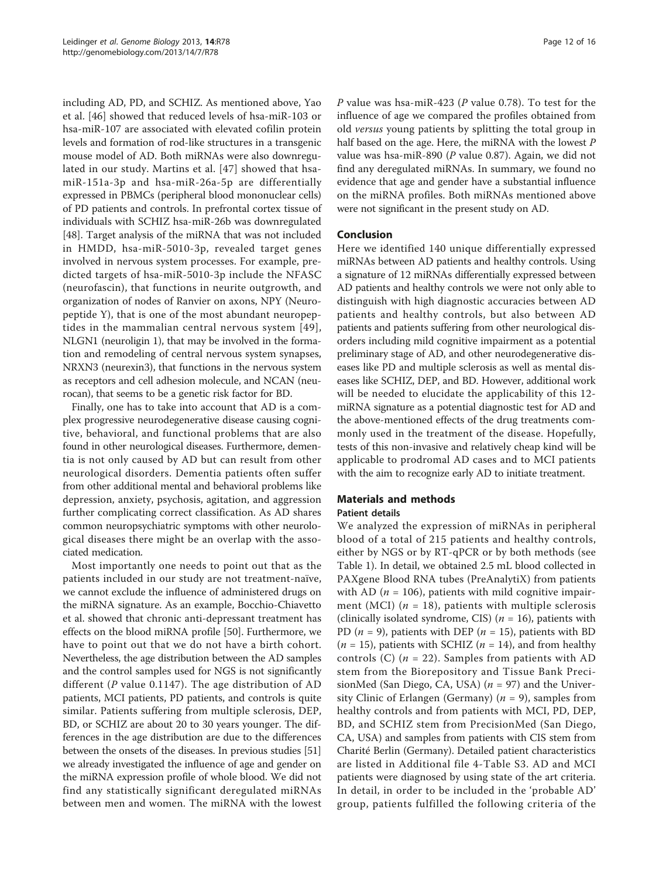including AD, PD, and SCHIZ. As mentioned above, Yao et al. [46] showed that reduced levels of hsa-miR-103 or hsa-miR-107 are associated with elevated cofilin protein levels and formation of rod-like structures in a transgenic mouse model of AD. Both miRNAs were also downregulated in our study. Martins et al. [47] showed that hsa-miR-151a-3p and hsa-miR-26a-5p are differentially expressed in PBMCs (peripheral blood mononuclear cells) of PD patients and controls. In prefrontal cortex tissue of individuals with SCHIZ hsa-miR-26b was downregulated [48]. Target analysis of the miRNA that was not included in HMDD, hsa-miR-5010-3p, revealed target genes involved in nervous system processes. For example, predicted targets of hsa-miR-5010-3p include the NFASC (neurofascin), that functions in neurite outgrowth, and organization of nodes of Ranvier on axons, NPY (Neuropeptide Y), that is one of the most abundant neuropeptides in the mammalian central nervous system [49], NLGN1 (neuroligin 1), that may be involved in the formation and remodeling of central nervous system synapses, NRXN3 (neurexin3), that functions in the nervous system as receptors and cell adhesion molecule, and NCAN (neurocan), that seems to be a genetic risk factor for BD.

Finally, one has to take into account that AD is a complex progressive neurodegenerative disease causing cognitive, behavioral, and functional problems that are also found in other neurological diseases. Furthermore, dementia is not only caused by AD but can result from other neurological disorders. Dementia patients often suffer from other additional mental and behavioral problems like depression, anxiety, psychosis, agitation, and aggression further complicating correct classification. As AD shares common neuropsychiatric symptoms with other neurological diseases there might be an overlap with the associated medication.

Most importantly one needs to point out that as the patients included in our study are not treatment-naïve, we cannot exclude the influence of administered drugs on the miRNA signature. As an example, Bocchio-Chiavetto et al. showed that chronic anti-depressant treatment has effects on the blood miRNA profile [50]. Furthermore, we have to point out that we do not have a birth cohort. Nevertheless, the age distribution between the AD samples and the control samples used for NGS is not significantly different (*P* value 0.1147). The age distribution of AD patients, MCI patients, PD patients, and controls is quite similar. Patients suffering from multiple sclerosis, DEP, BD, or SCHIZ are about 20 to 30 years younger. The differences in the age distribution are due to the differences between the onsets of the diseases. In previous studies [51] we already investigated the influence of age and gender on the miRNA expression profile of whole blood. We did not find any statistically significant deregulated miRNAs between men and women. The miRNA with the lowest *P* value was hsa-miR-423 (*P* value 0.78). To test for the influence of age we compared the profiles obtained from old *versus* young patients by splitting the total group in half based on the age. Here, the miRNA with the lowest *P* value was hsa-miR-890 (*P* value 0.87). Again, we did not find any deregulated miRNAs. In summary, we found no evidence that age and gender have a substantial influence on the miRNA profiles. Both miRNAs mentioned above were not significant in the present study on AD.

## Conclusion

Here we identified 140 unique differentially expressed miRNAs between AD patients and healthy controls. Using a signature of 12 miRNAs differentially expressed between AD patients and healthy controls we were not only able to distinguish with high diagnostic accuracies between AD patients and healthy controls, but also between AD patients and patients suffering from other neurological disorders including mild cognitive impairment as a potential preliminary stage of AD, and other neurodegenerative diseases like PD and multiple sclerosis as well as mental diseases like SCHIZ, DEP, and BD. However, additional work will be needed to elucidate the applicability of this 12-miRNA signature as a potential diagnostic test for AD and the above-mentioned effects of the drug treatments commonly used in the treatment of the disease. Hopefully, tests of this non-invasive and relatively cheap kind will be applicable to prodromal AD cases and to MCI patients with the aim to recognize early AD to initiate treatment.

## Materials and methods

### Patient details

We analyzed the expression of miRNAs in peripheral blood of a total of 215 patients and healthy controls, either by NGS or by RT-qPCR or by both methods (see Table 1). In detail, we obtained 2.5 mL blood collected in PAXgene Blood RNA tubes (PreAnalytiX) from patients with AD (*n* = 106), patients with mild cognitive impairment (MCI) (*n* = 18), patients with multiple sclerosis (clinically isolated syndrome, CIS) (*n* = 16), patients with PD (*n* = 9), patients with DEP (*n* = 15), patients with BD (*n* = 15), patients with SCHIZ (*n* = 14), and from healthy controls (C) (*n* = 22). Samples from patients with AD stem from the Biorepository and Tissue Bank PrecisionMed (San Diego, CA, USA) (*n* = 97) and the University Clinic of Erlangen (Germany) (*n* = 9), samples from healthy controls and from patients with MCI, PD, DEP, BD, and SCHIZ stem from PrecisionMed (San Diego, CA, USA) and samples from patients with CIS stem from Charité Berlin (Germany). Detailed patient characteristics are listed in Additional file 4-Table S3. AD and MCI patients were diagnosed by using state of the art criteria. In detail, in order to be included in the 'probable AD' group, patients fulfilled the following criteria of the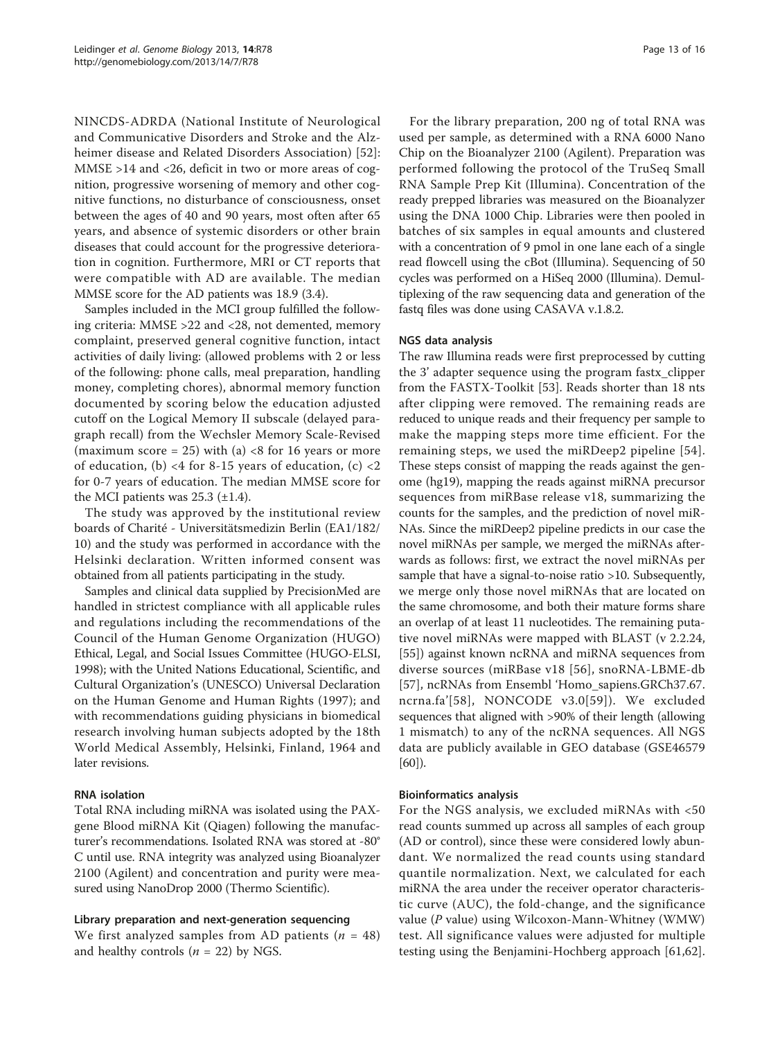NINCDS-ADRDA (National Institute of Neurological and Communicative Disorders and Stroke and the Alzheimer disease and Related Disorders Association) [52]: MMSE >14 and <26, deficit in two or more areas of cognition, progressive worsening of memory and other cognitive functions, no disturbance of consciousness, onset between the ages of 40 and 90 years, most often after 65 years, and absence of systemic disorders or other brain diseases that could account for the progressive deterioration in cognition. Furthermore, MRI or CT reports that were compatible with AD are available. The median MMSE score for the AD patients was 18.9 (3.4).

Samples included in the MCI group fulfilled the following criteria: MMSE >22 and <28, not demented, memory complaint, preserved general cognitive function, intact activities of daily living: (allowed problems with 2 or less of the following: phone calls, meal preparation, handling money, completing chores), abnormal memory function documented by scoring below the education adjusted cutoff on the Logical Memory II subscale (delayed paragraph recall) from the Wechsler Memory Scale-Revised (maximum score = 25) with (a) <8 for 16 years or more of education, (b) <4 for 8-15 years of education, (c) <2 for 0-7 years of education. The median MMSE score for the MCI patients was 25.3 (±1.4).

The study was approved by the institutional review boards of Charité - Universitätsmedizin Berlin (EA1/182/10) and the study was performed in accordance with the Helsinki declaration. Written informed consent was obtained from all patients participating in the study.

Samples and clinical data supplied by PrecisionMed are handled in strictest compliance with all applicable rules and regulations including the recommendations of the Council of the Human Genome Organization (HUGO) Ethical, Legal, and Social Issues Committee (HUGO-ELSI, 1998); with the United Nations Educational, Scientific, and Cultural Organization's (UNESCO) Universal Declaration on the Human Genome and Human Rights (1997); and with recommendations guiding physicians in biomedical research involving human subjects adopted by the 18th World Medical Assembly, Helsinki, Finland, 1964 and later revisions.

### RNA isolation

Total RNA including miRNA was isolated using the PAXgene Blood miRNA Kit (Qiagen) following the manufacturer's recommendations. Isolated RNA was stored at -80° C until use. RNA integrity was analyzed using Bioanalyzer 2100 (Agilent) and concentration and purity were measured using NanoDrop 2000 (Thermo Scientific).

### Library preparation and next-generation sequencing

We first analyzed samples from AD patients ($n$ = 48) and healthy controls ($n$ = 22) by NGS.

For the library preparation, 200 ng of total RNA was used per sample, as determined with a RNA 6000 Nano Chip on the Bioanalyzer 2100 (Agilent). Preparation was performed following the protocol of the TruSeq Small RNA Sample Prep Kit (Illumina). Concentration of the ready prepped libraries was measured on the Bioanalyzer using the DNA 1000 Chip. Libraries were then pooled in batches of six samples in equal amounts and clustered with a concentration of 9 pmol in one lane each of a single read flowcell using the cBot (Illumina). Sequencing of 50 cycles was performed on a HiSeq 2000 (Illumina). Demultiplexing of the raw sequencing data and generation of the fastq files was done using CASAVA v.1.8.2.

### NGS data analysis

The raw Illumina reads were first preprocessed by cutting the 3' adapter sequence using the program fastx_clipper from the FASTX-Toolkit [53]. Reads shorter than 18 nts after clipping were removed. The remaining reads are reduced to unique reads and their frequency per sample to make the mapping steps more time efficient. For the remaining steps, we used the miRDeep2 pipeline [54]. These steps consist of mapping the reads against the genome (hg19), mapping the reads against miRNA precursor sequences from miRBase release v18, summarizing the counts for the samples, and the prediction of novel miRNAs. Since the miRDeep2 pipeline predicts in our case the novel miRNAs per sample, we merged the miRNAs afterwards as follows: first, we extract the novel miRNAs per sample that have a signal-to-noise ratio >10. Subsequently, we merge only those novel miRNAs that are located on the same chromosome, and both their mature forms share an overlap of at least 11 nucleotides. The remaining putative novel miRNAs were mapped with BLAST (v 2.2.24, [55]) against known ncRNA and miRNA sequences from diverse sources (miRBase v18 [56], snoRNA-LBME-db [57], ncRNAs from Ensembl 'Homo_sapiens.GRCh37.67.ncrna.fa'[58], NONCODE v3.0[59]). We excluded sequences that aligned with >90% of their length (allowing 1 mismatch) to any of the ncRNA sequences. All NGS data are publicly available in GEO database (GSE46579 [60]).

### Bioinformatics analysis

For the NGS analysis, we excluded miRNAs with <50 read counts summed up across all samples of each group (AD or control), since these were considered lowly abundant. We normalized the read counts using standard quantile normalization. Next, we calculated for each miRNA the area under the receiver operator characteristic curve (AUC), the fold-change, and the significance value ($P$ value) using Wilcoxon-Mann-Whitney (WMW) test. All significance values were adjusted for multiple testing using the Benjamini-Hochberg approach [61,62].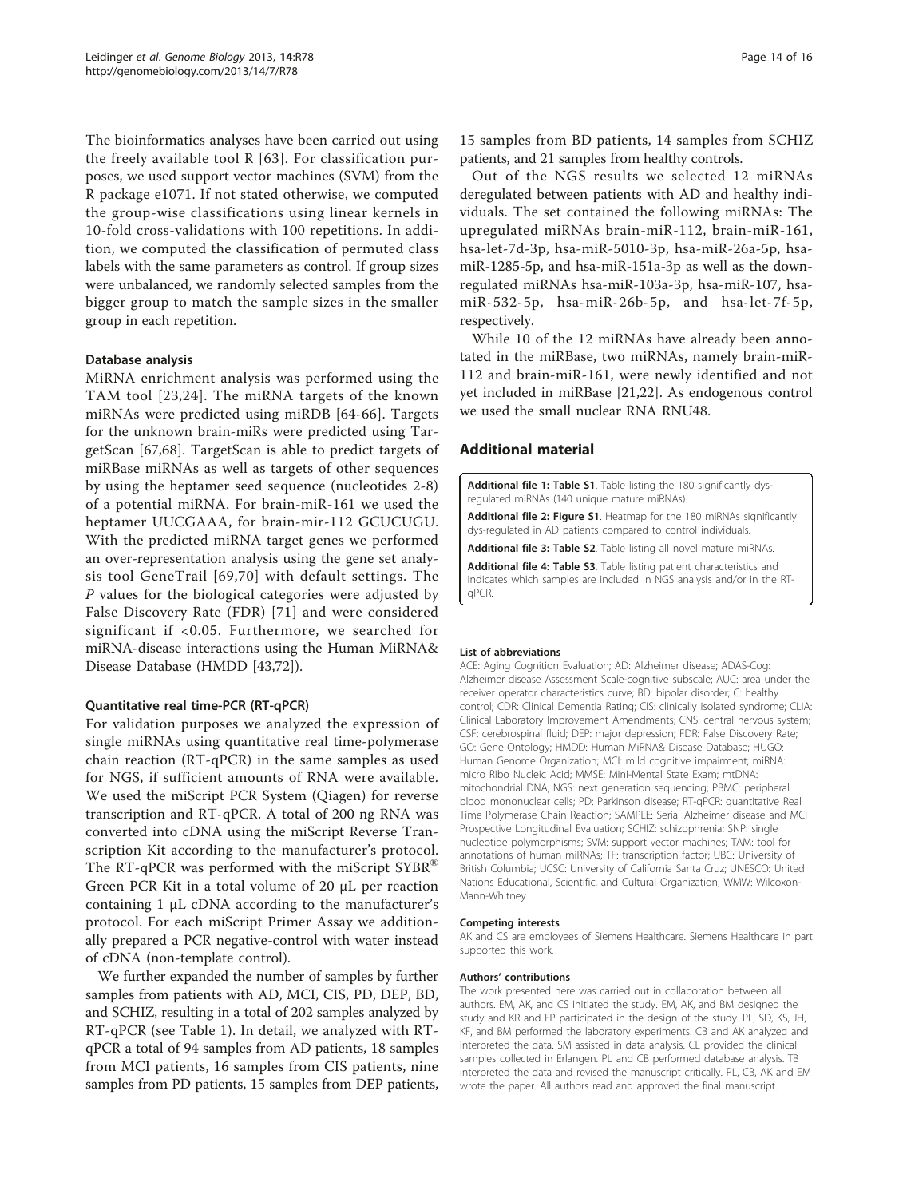The bioinformatics analyses have been carried out using the freely available tool R [63]. For classification purposes, we used support vector machines (SVM) from the R package e1071. If not stated otherwise, we computed the group-wise classifications using linear kernels in 10-fold cross-validations with 100 repetitions. In addition, we computed the classification of permuted class labels with the same parameters as control. If group sizes were unbalanced, we randomly selected samples from the bigger group to match the sample sizes in the smaller group in each repetition.

#### Database analysis

MiRNA enrichment analysis was performed using the TAM tool [23,24]. The miRNA targets of the known miRNAs were predicted using miRDB [64-66]. Targets for the unknown brain-miRs were predicted using TargetScan [67,68]. TargetScan is able to predict targets of miRBase miRNAs as well as targets of other sequences by using the heptamer seed sequence (nucleotides 2-8) of a potential miRNA. For brain-miR-161 we used the heptamer UUCGAAA, for brain-mir-112 GCUCUGU. With the predicted miRNA target genes we performed an over-representation analysis using the gene set analysis tool GeneTrail [69,70] with default settings. The *P* values for the biological categories were adjusted by False Discovery Rate (FDR) [71] and were considered significant if <0.05. Furthermore, we searched for miRNA-disease interactions using the Human MiRNA& Disease Database (HMDD [43,72]).

#### Quantitative real time-PCR (RT-qPCR)

For validation purposes we analyzed the expression of single miRNAs using quantitative real time-polymerase chain reaction (RT-qPCR) in the same samples as used for NGS, if sufficient amounts of RNA were available. We used the miScript PCR System (Qiagen) for reverse transcription and RT-qPCR. A total of 200 ng RNA was converted into cDNA using the miScript Reverse Transcription Kit according to the manufacturer's protocol. The RT-qPCR was performed with the miScript SYBR® Green PCR Kit in a total volume of 20 µL per reaction containing 1 µL cDNA according to the manufacturer's protocol. For each miScript Primer Assay we additionally prepared a PCR negative-control with water instead of cDNA (non-template control).

We further expanded the number of samples by further samples from patients with AD, MCI, CIS, PD, DEP, BD, and SCHIZ, resulting in a total of 202 samples analyzed by RT-qPCR (see Table 1). In detail, we analyzed with RT-qPCR a total of 94 samples from AD patients, 18 samples from MCI patients, 16 samples from CIS patients, nine samples from PD patients, 15 samples from DEP patients, 15 samples from BD patients, 14 samples from SCHIZ patients, and 21 samples from healthy controls.

Out of the NGS results we selected 12 miRNAs deregulated between patients with AD and healthy individuals. The set contained the following miRNAs: The upregulated miRNAs brain-miR-112, brain-miR-161, hsa-let-7d-3p, hsa-miR-5010-3p, hsa-miR-26a-5p, hsa-miR-1285-5p, and hsa-miR-151a-3p as well as the downregulated miRNAs hsa-miR-103a-3p, hsa-miR-107, hsa-miR-532-5p, hsa-miR-26b-5p, and hsa-let-7f-5p, respectively.

While 10 of the 12 miRNAs have already been annotated in the miRBase, two miRNAs, namely brain-miR-112 and brain-miR-161, were newly identified and not yet included in miRBase [21,22]. As endogenous control we used the small nuclear RNA RNU48.

## Additional material

**Additional file 1: Table S1**. Table listing the 180 significantly dysregulated miRNAs (140 unique mature miRNAs).

**Additional file 2: Figure S1**. Heatmap for the 180 miRNAs significantly dys-regulated in AD patients compared to control individuals.

**Additional file 3: Table S2**. Table listing all novel mature miRNAs.

**Additional file 4: Table S3**. Table listing patient characteristics and indicates which samples are included in NGS analysis and/or in the RT-qPCR.

#### List of abbreviations

ACE: Aging Cognition Evaluation; AD: Alzheimer disease; ADAS-Cog: Alzheimer disease Assessment Scale-cognitive subscale; AUC: area under the receiver operator characteristics curve; BD: bipolar disorder; C: healthy control; CDR: Clinical Dementia Rating; CIS: clinically isolated syndrome; CLIA: Clinical Laboratory Improvement Amendments; CNS: central nervous system; CSF: cerebrospinal fluid; DEP: major depression; FDR: False Discovery Rate; GO: Gene Ontology; HMDD: Human MiRNA& Disease Database; HUGO: Human Genome Organization; MCI: mild cognitive impairment; miRNA: micro Ribo Nucleic Acid; MMSE: Mini-Mental State Exam; mtDNA: mitochondrial DNA; NGS: next generation sequencing; PBMC: peripheral blood mononuclear cells; PD: Parkinson disease; RT-qPCR: quantitative Real Time Polymerase Chain Reaction; SAMPLE: Serial Alzheimer disease and MCI Prospective Longitudinal Evaluation; SCHIZ: schizophrenia; SNP: single nucleotide polymorphisms; SVM: support vector machines; TAM: tool for annotations of human miRNAs; TF: transcription factor; UBC: University of British Columbia; UCSC: University of California Santa Cruz; UNESCO: United Nations Educational, Scientific, and Cultural Organization; WMW: Wilcoxon-Mann-Whitney.

#### Competing interests

AK and CS are employees of Siemens Healthcare. Siemens Healthcare in part supported this work.

#### Authors' contributions

The work presented here was carried out in collaboration between all authors. EM, AK, and CS initiated the study. EM, AK, and BM designed the study and KR and FP participated in the design of the study. PL, SD, KS, JH, KF, and BM performed the laboratory experiments. CB and AK analyzed and interpreted the data. SM assisted in data analysis. CL provided the clinical samples collected in Erlangen. PL and CB performed database analysis. TB interpreted the data and revised the manuscript critically. PL, CB, AK and EM wrote the paper. All authors read and approved the final manuscript.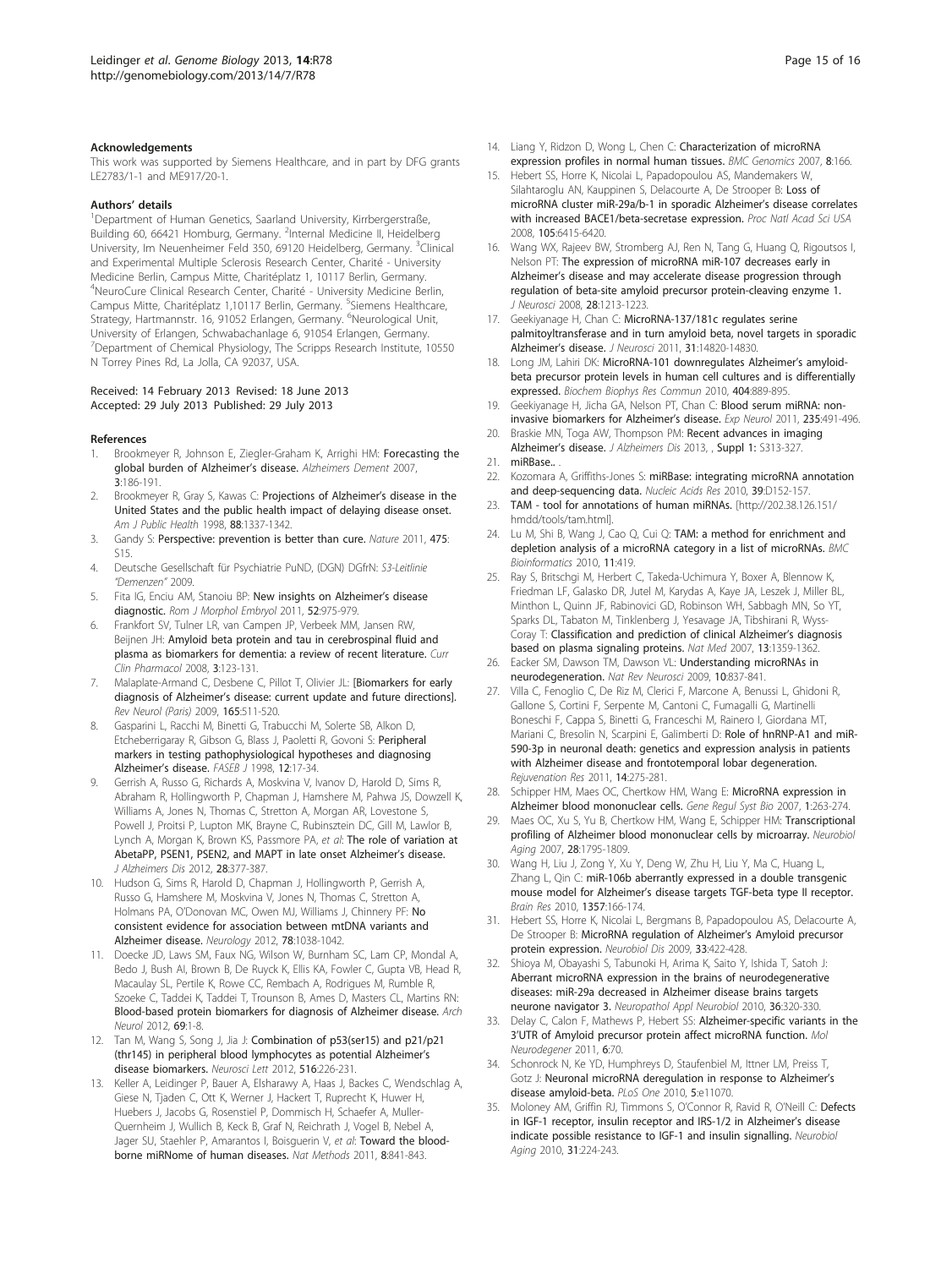### Acknowledgements

This work was supported by Siemens Healthcare, and in part by DFG grants LE2783/1-1 and ME917/20-1.

### Authors' details

[1]Department of Human Genetics, Saarland University, Kirrbergerstraße, Building 60, 66421 Homburg, Germany. [2]Internal Medicine II, Heidelberg University, Im Neuenheimer Feld 350, 69120 Heidelberg, Germany. [3]Clinical and Experimental Multiple Sclerosis Research Center, Charité - University Medicine Berlin, Campus Mitte, Charitéplatz 1, 10117 Berlin, Germany. [4]NeuroCure Clinical Research Center, Charité - University Medicine Berlin, Campus Mitte, Charitéplatz 1,10117 Berlin, Germany. [5]Siemens Healthcare, Strategy, Hartmannstr. 16, 91052 Erlangen, Germany. [6]Neurological Unit, University of Erlangen, Schwabachanlage 6, 91054 Erlangen, Germany. [7]Department of Chemical Physiology, The Scripps Research Institute, 10550 N Torrey Pines Rd, La Jolla, CA 92037, USA.

Received: 14 February 2013 Revised: 18 June 2013
Accepted: 29 July 2013 Published: 29 July 2013

### References

1. Brookmeyer R, Johnson E, Ziegler-Graham K, Arrighi HM: **Forecasting the global burden of Alzheimer's disease.** *Alzheimers Dement* 2007, **3**:186-191.
2. Brookmeyer R, Gray S, Kawas C: **Projections of Alzheimer's disease in the United States and the public health impact of delaying disease onset.** *Am J Public Health* 1998, **88**:1337-1342.
3. Gandy S: **Perspective: prevention is better than cure.** *Nature* 2011, **475**: S15.
4. Deutsche Gesellschaft für Psychiatrie PuND, (DGN) DGfrN: *S3-Leitlinie "Demenzen"* 2009.
5. Fita IG, Enciu AM, Stanoiu BP: **New insights on Alzheimer's disease diagnostic.** *Rom J Morphol Embryol* 2011, **52**:975-979.
6. Frankfort SV, Tulner LR, van Campen JP, Verbeek MM, Jansen RW, Beijnen JH: **Amyloid beta protein and tau in cerebrospinal fluid and plasma as biomarkers for dementia: a review of recent literature.** *Curr Clin Pharmacol* 2008, **3**:123-131.
7. Malaplate-Armand C, Desbene C, Pillot T, Olivier JL: **[Biomarkers for early diagnosis of Alzheimer's disease: current update and future directions].** *Rev Neurol (Paris)* 2009, **165**:511-520.
8. Gasparini L, Racchi M, Binetti G, Trabucchi M, Solerte SB, Alkon D, Etcheberrigaray R, Gibson G, Blass J, Paoletti R, Govoni S: **Peripheral markers in testing pathophysiological hypotheses and diagnosing Alzheimer's disease.** *FASEB J* 1998, **12**:17-34.
9. Gerrish A, Russo G, Richards A, Moskvina V, Ivanov D, Harold D, Sims R, Abraham R, Hollingworth P, Chapman J, Hamshere M, Pahwa JS, Dowzell K, Williams A, Jones N, Thomas C, Stretton A, Morgan AR, Lovestone S, Powell J, Proitsi P, Lupton MK, Brayne C, Rubinsztein DC, Gill M, Lawlor B, Lynch A, Morgan K, Brown KS, Passmore PA, *et al*: **The role of variation at AbetaPP, PSEN1, PSEN2, and MAPT in late onset Alzheimer's disease.** *J Alzheimers Dis* 2012, **28**:377-387.
10. Hudson G, Sims R, Harold D, Chapman J, Hollingworth P, Gerrish A, Russo G, Hamshere M, Moskvina V, Jones N, Thomas C, Stretton A, Holmans PA, O'Donovan MC, Owen MJ, Williams J, Chinnery PF: **No consistent evidence for association between mtDNA variants and Alzheimer disease.** *Neurology* 2012, **78**:1038-1042.
11. Doecke JD, Laws SM, Faux NG, Wilson W, Burnham SC, Lam CP, Mondal A, Bedo J, Bush AI, Brown B, De Ruyck K, Ellis KA, Fowler C, Gupta VB, Head R, Macaulay SL, Pertile K, Rowe CC, Rembach A, Rodrigues M, Rumble R, Szoeke C, Taddei K, Taddei T, Trounson B, Ames D, Masters CL, Martins RN: **Blood-based protein biomarkers for diagnosis of Alzheimer disease.** *Arch Neurol* 2012, **69**:1-8.
12. Tan M, Wang S, Song J, Jia J: **Combination of p53(ser15) and p21/p21 (thr145) in peripheral blood lymphocytes as potential Alzheimer's disease biomarkers.** *Neurosci Lett* 2012, **516**:226-231.
13. Keller A, Leidinger P, Bauer A, Elsharawy A, Haas J, Backes C, Wendschlag A, Giese N, Tjaden C, Ott K, Werner J, Hackert T, Ruprecht K, Huwer H, Huebers J, Jacobs G, Rosenstiel P, Dommisch H, Schaefer A, Muller-Quernheim J, Wullich B, Keck B, Graf N, Reichrath J, Vogel B, Nebel A, Jager SU, Staehler P, Amarantos I, Boisguerin V, *et al*: **Toward the blood-borne miRNome of human diseases.** *Nat Methods* 2011, **8**:841-843.
14. Liang Y, Ridzon D, Wong L, Chen C: **Characterization of microRNA expression profiles in normal human tissues.** *BMC Genomics* 2007, **8**:166.
15. Hebert SS, Horre K, Nicolai L, Papadopoulou AS, Mandemakers W, Silahtaroglu AN, Kauppinen S, Delacourte A, De Strooper B: **Loss of microRNA cluster miR-29a/b-1 in sporadic Alzheimer's disease correlates with increased BACE1/beta-secretase expression.** *Proc Natl Acad Sci USA* 2008, **105**:6415-6420.
16. Wang WX, Rajeev BW, Stromberg AJ, Ren N, Tang G, Huang Q, Rigoutsos I, Nelson PT: **The expression of microRNA miR-107 decreases early in Alzheimer's disease and may accelerate disease progression through regulation of beta-site amyloid precursor protein-cleaving enzyme 1.** *J Neurosci* 2008, **28**:1213-1223.
17. Geekiyanage H, Chan C: **MicroRNA-137/181c regulates serine palmitoyltransferase and in turn amyloid beta, novel targets in sporadic Alzheimer's disease.** *J Neurosci* 2011, **31**:14820-14830.
18. Long JM, Lahiri DK: **MicroRNA-101 downregulates Alzheimer's amyloid-beta precursor protein levels in human cell cultures and is differentially expressed.** *Biochem Biophys Res Commun* 2010, **404**:889-895.
19. Geekiyanage H, Jicha GA, Nelson PT, Chan C: **Blood serum miRNA: non-invasive biomarkers for Alzheimer's disease.** *Exp Neurol* 2011, **235**:491-496.
20. Braskie MN, Toga AW, Thompson PM: **Recent advances in imaging Alzheimer's disease.** *J Alzheimers Dis* 2013, **, Suppl 1**: S313-327.
21. **miRBase.** .
22. Kozomara A, Griffiths-Jones S: **miRBase: integrating microRNA annotation and deep-sequencing data.** *Nucleic Acids Res* 2010, **39**:D152-157.
23. **TAM - tool for annotations of human miRNAs.** [http://202.38.126.151/hmdd/tools/tam.html].
24. Lu M, Shi B, Wang J, Cao Q, Cui Q: **TAM: a method for enrichment and depletion analysis of a microRNA category in a list of microRNAs.** *BMC Bioinformatics* 2010, **11**:419.
25. Ray S, Britschgi M, Herbert C, Takeda-Uchimura Y, Boxer A, Blennow K, Friedman LF, Galasko DR, Jutel M, Karydas A, Kaye JA, Leszek J, Miller BL, Minthon L, Quinn JF, Rabinovici GD, Robinson WH, Sabbagh MN, So YT, Sparks DL, Tabaton M, Tinklenberg J, Yesavage JA, Tibshirani R, Wyss-Coray T: **Classification and prediction of clinical Alzheimer's diagnosis based on plasma signaling proteins.** *Nat Med* 2007, **13**:1359-1362.
26. Eacker SM, Dawson TM, Dawson VL: **Understanding microRNAs in neurodegeneration.** *Nat Rev Neurosci* 2009, **10**:837-841.
27. Villa C, Fenoglio C, De Riz M, Clerici F, Marcone A, Benussi L, Ghidoni R, Gallone S, Cortini F, Serpente M, Cantoni C, Fumagalli G, Martinelli Boneschi F, Cappa S, Binetti G, Franceschi M, Rainero I, Giordana MT, Mariani C, Bresolin N, Scarpini E, Galimberti D: **Role of hnRNP-A1 and miR-590-3p in neuronal death: genetics and expression analysis in patients with Alzheimer disease and frontotemporal lobar degeneration.** *Rejuvenation Res* 2011, **14**:275-281.
28. Schipper HM, Maes OC, Chertkow HM, Wang E: **MicroRNA expression in Alzheimer blood mononuclear cells.** *Gene Regul Syst Bio* 2007, **1**:263-274.
29. Maes OC, Xu S, Yu B, Chertkow HM, Wang E, Schipper HM: **Transcriptional profiling of Alzheimer blood mononuclear cells by microarray.** *Neurobiol Aging* 2007, **28**:1795-1809.
30. Wang H, Liu J, Zong Y, Xu Y, Deng W, Zhu H, Liu Y, Ma C, Huang L, Zhang L, Qin C: **miR-106b aberrantly expressed in a double transgenic mouse model for Alzheimer's disease targets TGF-beta type II receptor.** *Brain Res* 2010, **1357**:166-174.
31. Hebert SS, Horre K, Nicolai L, Bergmans B, Papadopoulou AS, Delacourte A, De Strooper B: **MicroRNA regulation of Alzheimer's Amyloid precursor protein expression.** *Neurobiol Dis* 2009, **33**:422-428.
32. Shioya M, Obayashi S, Tabunoki H, Arima K, Saito Y, Ishida T, Satoh J: **Aberrant microRNA expression in the brains of neurodegenerative diseases: miR-29a decreased in Alzheimer disease brains targets neurone navigator 3.** *Neuropathol Appl Neurobiol* 2010, **36**:320-330.
33. Delay C, Calon F, Mathews P, Hebert SS: **Alzheimer-specific variants in the 3'UTR of Amyloid precursor protein affect microRNA function.** *Mol Neurodegener* 2011, **6**:70.
34. Schonrock N, Ke YD, Humphreys D, Staufenbiel M, Ittner LM, Preiss T, Gotz J: **Neuronal microRNA deregulation in response to Alzheimer's disease amyloid-beta.** *PLoS One* 2010, **5**:e11070.
35. Moloney AM, Griffin RJ, Timmons S, O'Connor R, Ravid R, O'Neill C: **Defects in IGF-1 receptor, insulin receptor and IRS-1/2 in Alzheimer's disease indicate possible resistance to IGF-1 and insulin signalling.** *Neurobiol Aging* 2010, **31**:224-243.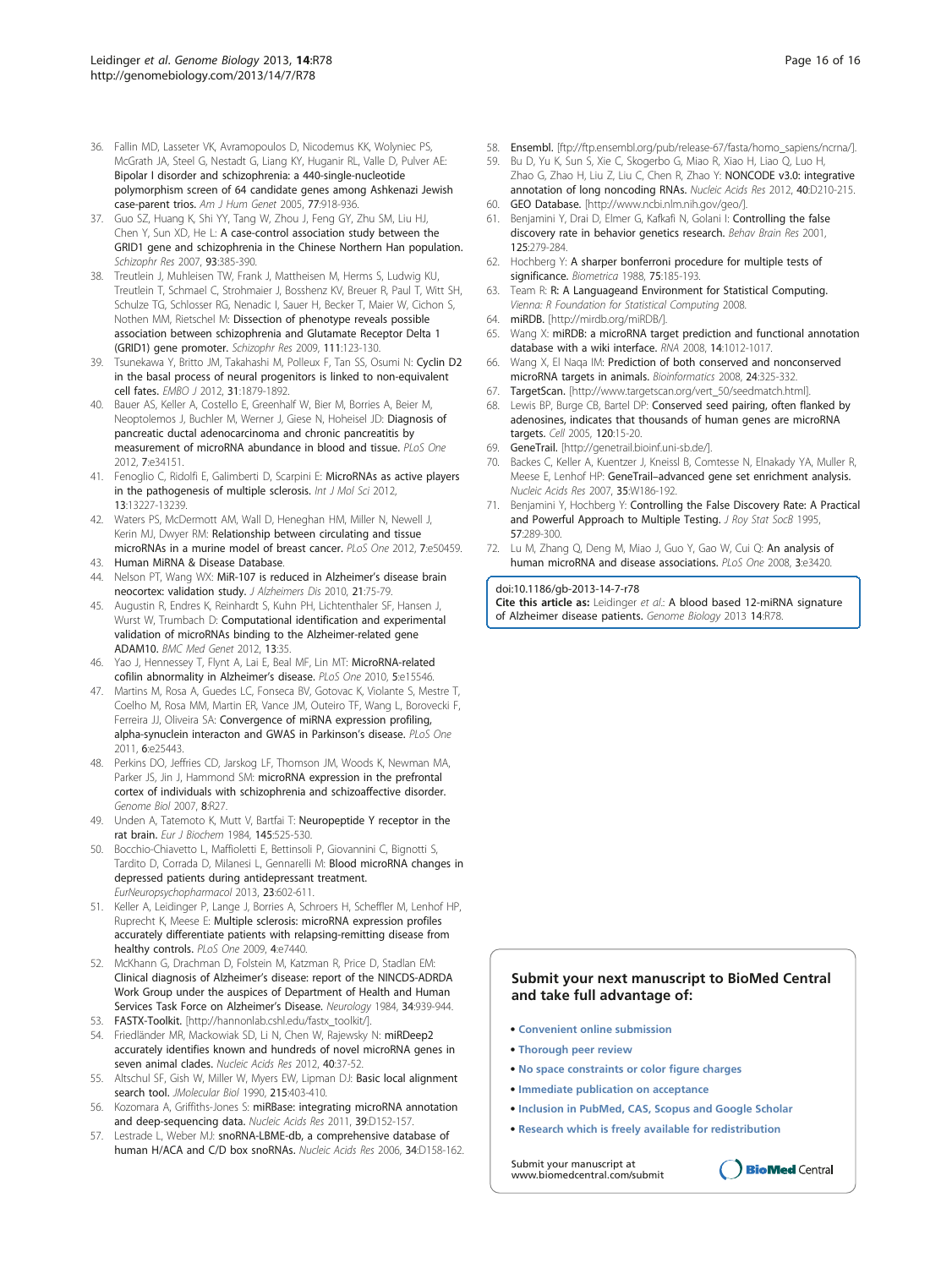36. Fallin MD, Lasseter VK, Avramopoulos D, Nicodemus KK, Wolyniec PS, McGrath JA, Steel G, Nestadt G, Liang KY, Huganir RL, Valle D, Pulver AE: **Bipolar I disorder and schizophrenia: a 440-single-nucleotide polymorphism screen of 64 candidate genes among Ashkenazi Jewish case-parent trios.** *Am J Hum Genet* 2005, **77**:918-936.
37. Guo SZ, Huang K, Shi YY, Tang W, Zhou J, Feng GY, Zhu SM, Liu HJ, Chen Y, Sun XD, He L: **A case-control association study between the GRID1 gene and schizophrenia in the Chinese Northern Han population.** *Schizophr Res* 2007, **93**:385-390.
38. Treutlein J, Muhleisen TW, Frank J, Mattheisen M, Herms S, Ludwig KU, Treutlein T, Schmael C, Strohmaier J, Bosshenz KV, Breuer R, Paul T, Witt SH, Schulze TG, Schlosser RG, Nenadic I, Sauer H, Becker T, Maier W, Cichon S, Nothen MM, Rietschel M: **Dissection of phenotype reveals possible association between schizophrenia and Glutamate Receptor Delta 1 (GRID1) gene promoter.** *Schizophr Res* 2009, **111**:123-130.
39. Tsunekawa Y, Britto JM, Takahashi M, Polleux F, Tan SS, Osumi N: **Cyclin D2 in the basal process of neural progenitors is linked to non-equivalent cell fates.** *EMBO J* 2012, **31**:1879-1892.
40. Bauer AS, Keller A, Costello E, Greenhalf W, Bier M, Borries A, Beier M, Neoptolemos J, Buchler M, Werner J, Giese N, Hoheisel JD: **Diagnosis of pancreatic ductal adenocarcinoma and chronic pancreatitis by measurement of microRNA abundance in blood and tissue.** *PLoS One* 2012, **7**:e34151.
41. Fenoglio C, Ridolfi E, Galimberti D, Scarpini E: **MicroRNAs as active players in the pathogenesis of multiple sclerosis.** *Int J Mol Sci* 2012, **13**:13227-13239.
42. Waters PS, McDermott AM, Wall D, Heneghan HM, Miller N, Newell J, Kerin MJ, Dwyer RM: **Relationship between circulating and tissue microRNAs in a murine model of breast cancer.** *PLoS One* 2012, **7**:e50459.
43. **Human MiRNA & Disease Database**.
44. Nelson PT, Wang WX: **MiR-107 is reduced in Alzheimer's disease brain neocortex: validation study.** *J Alzheimers Dis* 2010, **21**:75-79.
45. Augustin R, Endres K, Reinhardt S, Kuhn PH, Lichtenthaler SF, Hansen J, Wurst W, Trumbach D: **Computational identification and experimental validation of microRNAs binding to the Alzheimer-related gene ADAM10.** *BMC Med Genet* 2012, **13**:35.
46. Yao J, Hennessey T, Flynt A, Lai E, Beal MF, Lin MT: **MicroRNA-related cofilin abnormality in Alzheimer's disease.** *PLoS One* 2010, **5**:e15546.
47. Martins M, Rosa A, Guedes LC, Fonseca BV, Gotovac K, Violante S, Mestre T, Coelho M, Rosa MM, Martin ER, Vance JM, Outeiro TF, Wang L, Borovecki F, Ferreira JJ, Oliveira SA: **Convergence of miRNA expression profiling, alpha-synuclein interacton and GWAS in Parkinson's disease.** *PLoS One* 2011, **6**:e25443.
48. Perkins DO, Jeffries CD, Jarskog LF, Thomson JM, Woods K, Newman MA, Parker JS, Jin J, Hammond SM: **microRNA expression in the prefrontal cortex of individuals with schizophrenia and schizoaffective disorder.** *Genome Biol* 2007, **8**:R27.
49. Unden A, Tatemoto K, Mutt V, Bartfai T: **Neuropeptide Y receptor in the rat brain.** *Eur J Biochem* 1984, **145**:525-530.
50. Bocchio-Chiavetto L, Maffioletti E, Bettinsoli P, Giovannini C, Bignotti S, Tardito D, Corrada D, Milanesi L, Gennarelli M: **Blood microRNA changes in depressed patients during antidepressant treatment.** *EurNeuropsychopharmacol* 2013, **23**:602-611.
51. Keller A, Leidinger P, Lange J, Borries A, Schroers H, Scheffler M, Lenhof HP, Ruprecht K, Meese E: **Multiple sclerosis: microRNA expression profiles accurately differentiate patients with relapsing-remitting disease from healthy controls.** *PLoS One* 2009, **4**:e7440.
52. McKhann G, Drachman D, Folstein M, Katzman R, Price D, Stadlan EM: **Clinical diagnosis of Alzheimer's disease: report of the NINCDS-ADRDA Work Group under the auspices of Department of Health and Human Services Task Force on Alzheimer's Disease.** *Neurology* 1984, **34**:939-944.
53. **FASTX-Toolkit.** [http://hannonlab.cshl.edu/fastx_toolkit/].
54. Friedländer MR, Mackowiak SD, Li N, Chen W, Rajewsky N: **miRDeep2 accurately identifies known and hundreds of novel microRNA genes in seven animal clades.** *Nucleic Acids Res* 2012, **40**:37-52.
55. Altschul SF, Gish W, Miller W, Myers EW, Lipman DJ: **Basic local alignment search tool.** *JMolecular Biol* 1990, **215**:403-410.
56. Kozomara A, Griffiths-Jones S: **miRBase: integrating microRNA annotation and deep-sequencing data.** *Nucleic Acids Res* 2011, **39**:D152-157.
57. Lestrade L, Weber MJ: **snoRNA-LBME-db, a comprehensive database of human H/ACA and C/D box snoRNAs.** *Nucleic Acids Res* 2006, **34**:D158-162.
58. **Ensembl.** [ftp://ftp.ensembl.org/pub/release-67/fasta/homo_sapiens/ncrna/].
59. Bu D, Yu K, Sun S, Xie C, Skogerbo G, Miao R, Xiao H, Liao Q, Luo H, Zhao G, Zhao H, Liu Z, Liu C, Chen R, Zhao Y: **NONCODE v3.0: integrative annotation of long noncoding RNAs.** *Nucleic Acids Res* 2012, **40**:D210-215.
60. **GEO Database.** [http://www.ncbi.nlm.nih.gov/geo/].
61. Benjamini Y, Drai D, Elmer G, Kafkafi N, Golani I: **Controlling the false discovery rate in behavior genetics research.** *Behav Brain Res* 2001, **125**:279-284.
62. Hochberg Y: **A sharper bonferroni procedure for multiple tests of significance.** *Biometrica* 1988, **75**:185-193.
63. Team R: **R: A Languageand Environment for Statistical Computing.** *Vienna: R Foundation for Statistical Computing* 2008.
64. **miRDB.** [http://mirdb.org/miRDB/].
65. Wang X: **miRDB: a microRNA target prediction and functional annotation database with a wiki interface.** *RNA* 2008, **14**:1012-1017.
66. Wang X, El Naqa IM: **Prediction of both conserved and nonconserved microRNA targets in animals.** *Bioinformatics* 2008, **24**:325-332.
67. **TargetScan.** [http://www.targetscan.org/vert_50/seedmatch.html].
68. Lewis BP, Burge CB, Bartel DP: **Conserved seed pairing, often flanked by adenosines, indicates that thousands of human genes are microRNA targets.** *Cell* 2005, **120**:15-20.
69. **GeneTrail.** [http://genetrail.bioinf.uni-sb.de/].
70. Backes C, Keller A, Kuentzer J, Kneissl B, Comtesse N, Elnakady YA, Muller R, Meese E, Lenhof HP: **GeneTrail–advanced gene set enrichment analysis.** *Nucleic Acids Res* 2007, **35**:W186-192.
71. Benjamini Y, Hochberg Y: **Controlling the False Discovery Rate: A Practical and Powerful Approach to Multiple Testing.** *J Roy Stat SocB* 1995, **57**:289-300.
72. Lu M, Zhang Q, Deng M, Miao J, Guo Y, Gao W, Cui Q: **An analysis of human microRNA and disease associations.** *PLoS One* 2008, **3**:e3420.

doi:10.1186/gb-2013-14-7-r78
**Cite this article as:** Leidinger *et al.*: A blood based 12-miRNA signature of Alzheimer disease patients. *Genome Biology* 2013 **14**:R78.

**Submit your next manuscript to BioMed Central and take full advantage of:**

- Convenient online submission
- Thorough peer review
- No space constraints or color figure charges
- Immediate publication on acceptance
- Inclusion in PubMed, CAS, Scopus and Google Scholar
- Research which is freely available for redistribution

Submit your manuscript at
www.biomedcentral.com/submit

BioMed Central